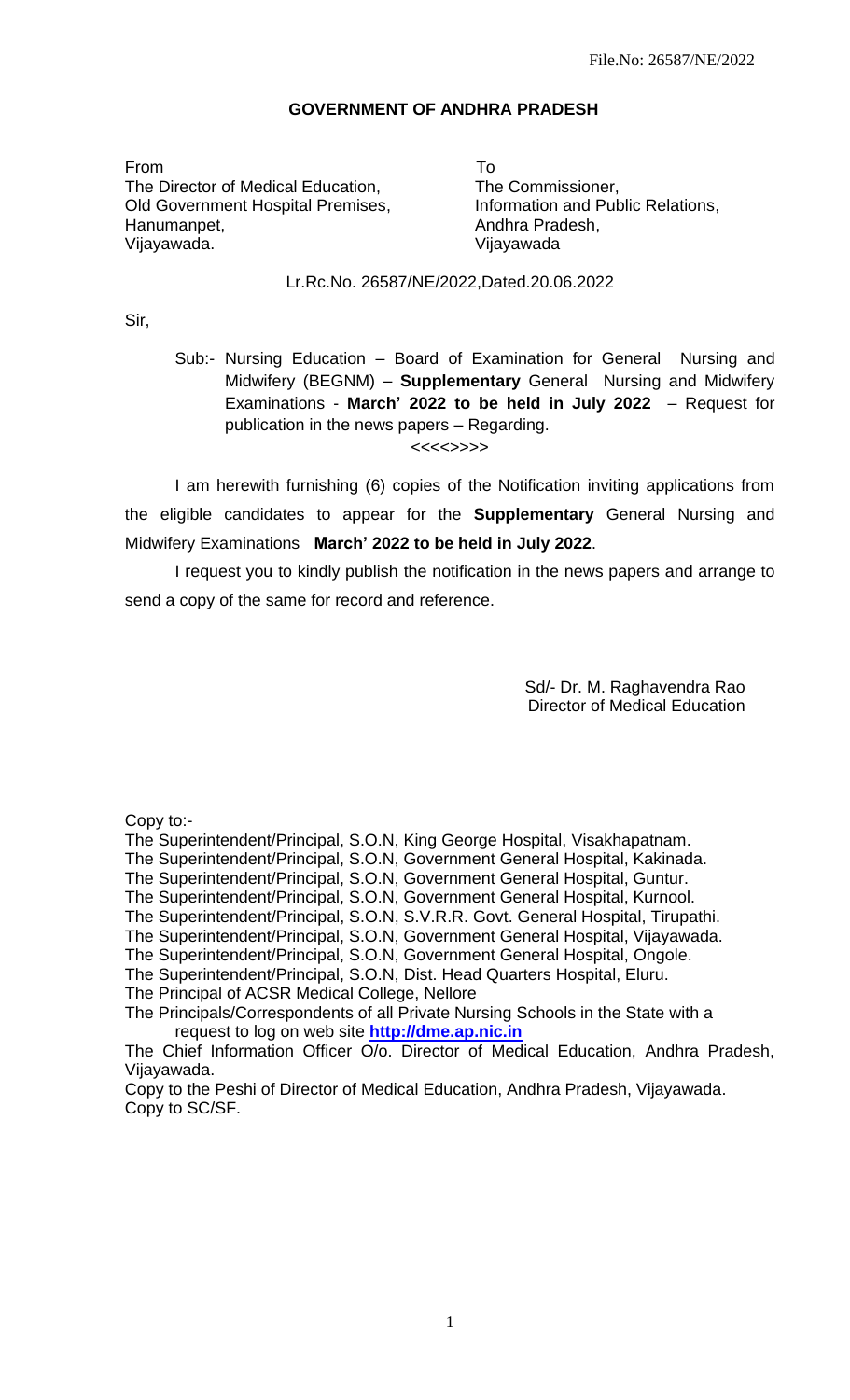File.No: 26587/NE/2022

**GOVERNMENT OF ANDHRA PRADESH**

From
The Director of Medical Education,
Old Government Hospital Premises,
Hanumanpet,
Vijayawada.

To
The Commissioner,
Information and Public Relations,
Andhra Pradesh,
Vijayawada

Lr.Rc.No. 26587/NE/2022,Dated.20.06.2022

Sir,

Sub:- Nursing Education – Board of Examination for General Nursing and Midwifery (BEGNM) – **Supplementary** General Nursing and Midwifery Examinations - **March' 2022 to be held in July 2022** – Request for publication in the news papers – Regarding.

<<<<>>>>

I am herewith furnishing (6) copies of the Notification inviting applications from the eligible candidates to appear for the **Supplementary** General Nursing and Midwifery Examinations **March' 2022 to be held in July 2022**.

I request you to kindly publish the notification in the news papers and arrange to send a copy of the same for record and reference.

Sd/- Dr. M. Raghavendra Rao
Director of Medical Education

Copy to:-

The Superintendent/Principal, S.O.N, King George Hospital, Visakhapatnam.
The Superintendent/Principal, S.O.N, Government General Hospital, Kakinada.
The Superintendent/Principal, S.O.N, Government General Hospital, Guntur.
The Superintendent/Principal, S.O.N, Government General Hospital, Kurnool.
The Superintendent/Principal, S.O.N, S.V.R.R. Govt. General Hospital, Tirupathi.
The Superintendent/Principal, S.O.N, Government General Hospital, Vijayawada.
The Superintendent/Principal, S.O.N, Government General Hospital, Ongole.
The Superintendent/Principal, S.O.N, Dist. Head Quarters Hospital, Eluru.
The Principal of ACSR Medical College, Nellore
The Principals/Correspondents of all Private Nursing Schools in the State with a request to log on web site **http://dme.ap.nic.in**
The Chief Information Officer O/o. Director of Medical Education, Andhra Pradesh, Vijayawada.
Copy to the Peshi of Director of Medical Education, Andhra Pradesh, Vijayawada.
Copy to SC/SF.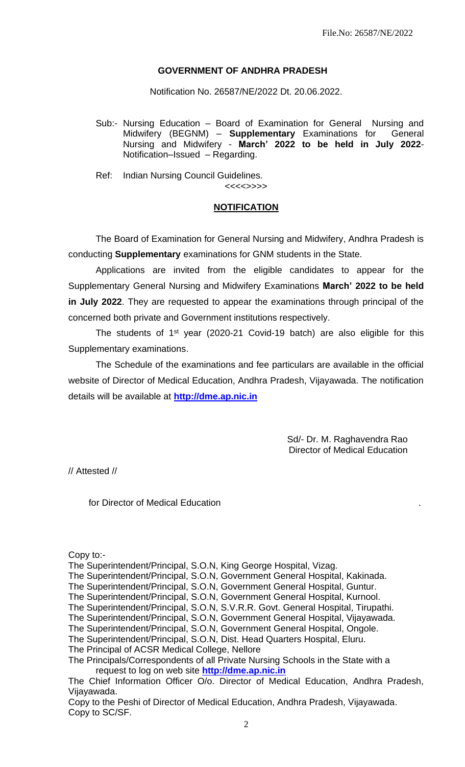File.No: 26587/NE/2022

**GOVERNMENT OF ANDHRA PRADESH**

Notification No. 26587/NE/2022 Dt. 20.06.2022.

Sub:- Nursing Education – Board of Examination for General Nursing and Midwifery (BEGNM) – **Supplementary** Examinations for General Nursing and Midwifery - **March' 2022 to be held in July 2022**- Notification–Issued – Regarding.

Ref: Indian Nursing Council Guidelines.

<<<<>>>>

**NOTIFICATION**

The Board of Examination for General Nursing and Midwifery, Andhra Pradesh is conducting **Supplementary** examinations for GNM students in the State.

Applications are invited from the eligible candidates to appear for the Supplementary General Nursing and Midwifery Examinations **March' 2022 to be held in July 2022**. They are requested to appear the examinations through principal of the concerned both private and Government institutions respectively.

The students of 1st year (2020-21 Covid-19 batch) are also eligible for this Supplementary examinations.

The Schedule of the examinations and fee particulars are available in the official website of Director of Medical Education, Andhra Pradesh, Vijayawada. The notification details will be available at **http://dme.ap.nic.in**

Sd/- Dr. M. Raghavendra Rao
Director of Medical Education

// Attested //

for Director of Medical Education .

Copy to:-

The Superintendent/Principal, S.O.N, King George Hospital, Vizag.
The Superintendent/Principal, S.O.N, Government General Hospital, Kakinada.
The Superintendent/Principal, S.O.N, Government General Hospital, Guntur.
The Superintendent/Principal, S.O.N, Government General Hospital, Kurnool.
The Superintendent/Principal, S.O.N, S.V.R.R. Govt. General Hospital, Tirupathi.
The Superintendent/Principal, S.O.N, Government General Hospital, Vijayawada.
The Superintendent/Principal, S.O.N, Government General Hospital, Ongole.
The Superintendent/Principal, S.O.N, Dist. Head Quarters Hospital, Eluru.
The Principal of ACSR Medical College, Nellore
The Principals/Correspondents of all Private Nursing Schools in the State with a request to log on web site **http://dme.ap.nic.in**
The Chief Information Officer O/o. Director of Medical Education, Andhra Pradesh, Vijayawada.
Copy to the Peshi of Director of Medical Education, Andhra Pradesh, Vijayawada.
Copy to SC/SF.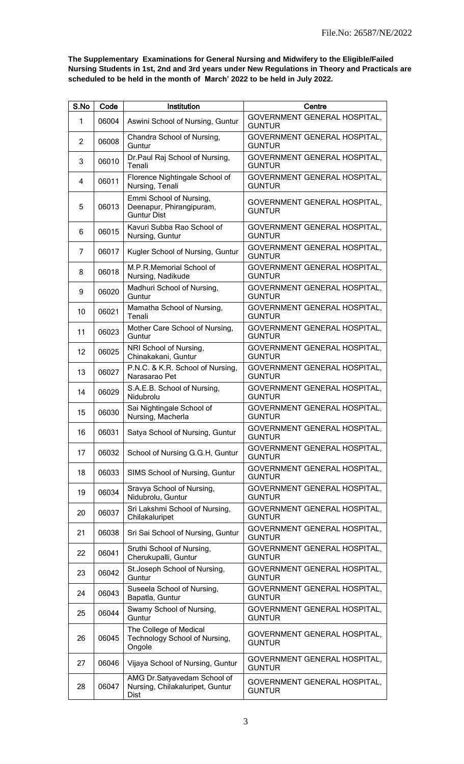File.No: 26587/NE/2022

**The Supplementary Examinations for General Nursing and Midwifery to the Eligible/Failed Nursing Students in 1st, 2nd and 3rd years under New Regulations in Theory and Practicals are scheduled to be held in the month of March' 2022 to be held in July 2022.**

| S.No | Code | Institution | Centre |
|---|---|---|---|
| 1 | 06004 | Aswini School of Nursing, Guntur | GOVERNMENT GENERAL HOSPITAL, GUNTUR |
| 2 | 06008 | Chandra School of Nursing, Guntur | GOVERNMENT GENERAL HOSPITAL, GUNTUR |
| 3 | 06010 | Dr.Paul Raj School of Nursing, Tenali | GOVERNMENT GENERAL HOSPITAL, GUNTUR |
| 4 | 06011 | Florence Nightingale School of Nursing, Tenali | GOVERNMENT GENERAL HOSPITAL, GUNTUR |
| 5 | 06013 | Emmi School of Nursing, Deenapur, Phirangipuram, Guntur Dist | GOVERNMENT GENERAL HOSPITAL, GUNTUR |
| 6 | 06015 | Kavuri Subba Rao School of Nursing, Guntur | GOVERNMENT GENERAL HOSPITAL, GUNTUR |
| 7 | 06017 | Kugler School of Nursing, Guntur | GOVERNMENT GENERAL HOSPITAL, GUNTUR |
| 8 | 06018 | M.P.R.Memorial School of Nursing, Nadikude | GOVERNMENT GENERAL HOSPITAL, GUNTUR |
| 9 | 06020 | Madhuri School of Nursing, Guntur | GOVERNMENT GENERAL HOSPITAL, GUNTUR |
| 10 | 06021 | Mamatha School of Nursing, Tenali | GOVERNMENT GENERAL HOSPITAL, GUNTUR |
| 11 | 06023 | Mother Care School of Nursing, Guntur | GOVERNMENT GENERAL HOSPITAL, GUNTUR |
| 12 | 06025 | NRI School of Nursing, Chinakakani, Guntur | GOVERNMENT GENERAL HOSPITAL, GUNTUR |
| 13 | 06027 | P.N.C. & K.R. School of Nursing, Narasarao Pet | GOVERNMENT GENERAL HOSPITAL, GUNTUR |
| 14 | 06029 | S.A.E.B. School of Nursing, Nidubrolu | GOVERNMENT GENERAL HOSPITAL, GUNTUR |
| 15 | 06030 | Sai Nightingale School of Nursing, Macherla | GOVERNMENT GENERAL HOSPITAL, GUNTUR |
| 16 | 06031 | Satya School of Nursing, Guntur | GOVERNMENT GENERAL HOSPITAL, GUNTUR |
| 17 | 06032 | School of Nursing G.G.H, Guntur | GOVERNMENT GENERAL HOSPITAL, GUNTUR |
| 18 | 06033 | SIMS School of Nursing, Guntur | GOVERNMENT GENERAL HOSPITAL, GUNTUR |
| 19 | 06034 | Sravya School of Nursing, Nidubrolu, Guntur | GOVERNMENT GENERAL HOSPITAL, GUNTUR |
| 20 | 06037 | Sri Lakshmi School of Nursing, Chilakaluripet | GOVERNMENT GENERAL HOSPITAL, GUNTUR |
| 21 | 06038 | Sri Sai School of Nursing, Guntur | GOVERNMENT GENERAL HOSPITAL, GUNTUR |
| 22 | 06041 | Sruthi School of Nursing, Cherukupalli, Guntur | GOVERNMENT GENERAL HOSPITAL, GUNTUR |
| 23 | 06042 | St.Joseph School of Nursing, Guntur | GOVERNMENT GENERAL HOSPITAL, GUNTUR |
| 24 | 06043 | Suseela School of Nursing, Bapatla, Guntur | GOVERNMENT GENERAL HOSPITAL, GUNTUR |
| 25 | 06044 | Swamy School of Nursing, Guntur | GOVERNMENT GENERAL HOSPITAL, GUNTUR |
| 26 | 06045 | The College of Medical Technology School of Nursing, Ongole | GOVERNMENT GENERAL HOSPITAL, GUNTUR |
| 27 | 06046 | Vijaya School of Nursing, Guntur | GOVERNMENT GENERAL HOSPITAL, GUNTUR |
| 28 | 06047 | AMG Dr.Satyavedam School of Nursing, Chilakaluripet, Guntur Dist | GOVERNMENT GENERAL HOSPITAL, GUNTUR |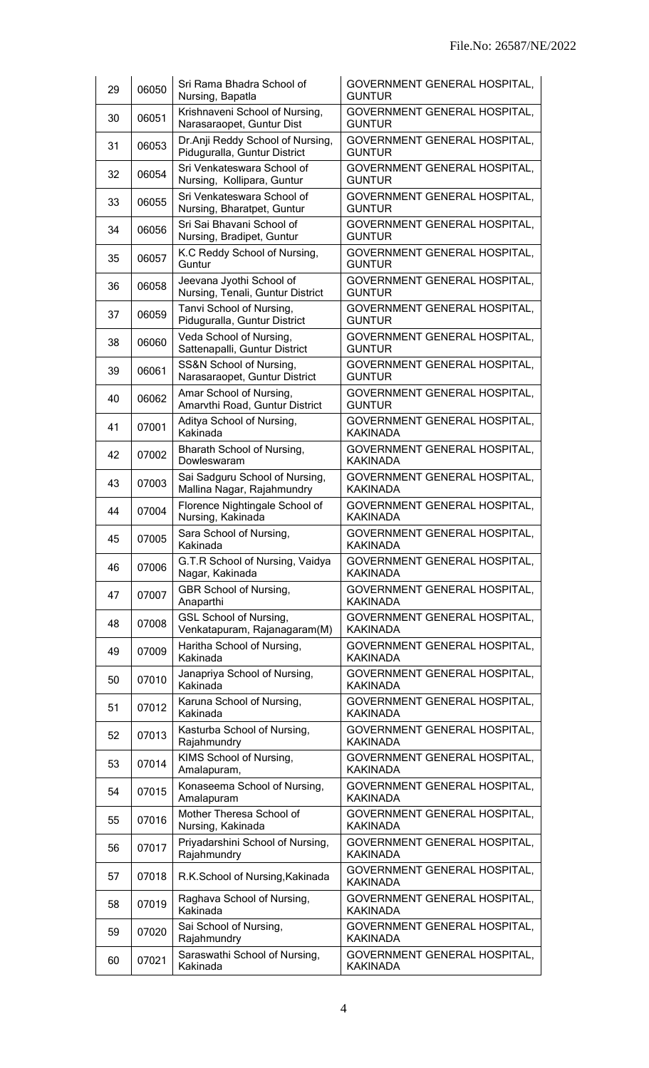| 29 | 06050 | Sri Rama Bhadra School of Nursing, Bapatla | GOVERNMENT GENERAL HOSPITAL, GUNTUR |
|---|---|---|---|
| 30 | 06051 | Krishnaveni School of Nursing, Narasaraopet, Guntur Dist | GOVERNMENT GENERAL HOSPITAL, GUNTUR |
| 31 | 06053 | Dr.Anji Reddy School of Nursing, Piduguralla, Guntur District | GOVERNMENT GENERAL HOSPITAL, GUNTUR |
| 32 | 06054 | Sri Venkateswara School of Nursing, Kollipara, Guntur | GOVERNMENT GENERAL HOSPITAL, GUNTUR |
| 33 | 06055 | Sri Venkateswara School of Nursing, Bharatpet, Guntur | GOVERNMENT GENERAL HOSPITAL, GUNTUR |
| 34 | 06056 | Sri Sai Bhavani School of Nursing, Bradipet, Guntur | GOVERNMENT GENERAL HOSPITAL, GUNTUR |
| 35 | 06057 | K.C Reddy School of Nursing, Guntur | GOVERNMENT GENERAL HOSPITAL, GUNTUR |
| 36 | 06058 | Jeevana Jyothi School of Nursing, Tenali, Guntur District | GOVERNMENT GENERAL HOSPITAL, GUNTUR |
| 37 | 06059 | Tanvi School of Nursing, Piduguralla, Guntur District | GOVERNMENT GENERAL HOSPITAL, GUNTUR |
| 38 | 06060 | Veda School of Nursing, Sattenapalli, Guntur District | GOVERNMENT GENERAL HOSPITAL, GUNTUR |
| 39 | 06061 | SS&N School of Nursing, Narasaraopet, Guntur District | GOVERNMENT GENERAL HOSPITAL, GUNTUR |
| 40 | 06062 | Amar School of Nursing, Amarvthi Road, Guntur District | GOVERNMENT GENERAL HOSPITAL, GUNTUR |
| 41 | 07001 | Aditya School of Nursing, Kakinada | GOVERNMENT GENERAL HOSPITAL, KAKINADA |
| 42 | 07002 | Bharath School of Nursing, Dowleswaram | GOVERNMENT GENERAL HOSPITAL, KAKINADA |
| 43 | 07003 | Sai Sadguru School of Nursing, Mallina Nagar, Rajahmundry | GOVERNMENT GENERAL HOSPITAL, KAKINADA |
| 44 | 07004 | Florence Nightingale School of Nursing, Kakinada | GOVERNMENT GENERAL HOSPITAL, KAKINADA |
| 45 | 07005 | Sara School of Nursing, Kakinada | GOVERNMENT GENERAL HOSPITAL, KAKINADA |
| 46 | 07006 | G.T.R School of Nursing, Vaidya Nagar, Kakinada | GOVERNMENT GENERAL HOSPITAL, KAKINADA |
| 47 | 07007 | GBR School of Nursing, Anaparthi | GOVERNMENT GENERAL HOSPITAL, KAKINADA |
| 48 | 07008 | GSL School of Nursing, Venkatapuram, Rajanagaram(M) | GOVERNMENT GENERAL HOSPITAL, KAKINADA |
| 49 | 07009 | Haritha School of Nursing, Kakinada | GOVERNMENT GENERAL HOSPITAL, KAKINADA |
| 50 | 07010 | Janapriya School of Nursing, Kakinada | GOVERNMENT GENERAL HOSPITAL, KAKINADA |
| 51 | 07012 | Karuna School of Nursing, Kakinada | GOVERNMENT GENERAL HOSPITAL, KAKINADA |
| 52 | 07013 | Kasturba School of Nursing, Rajahmundry | GOVERNMENT GENERAL HOSPITAL, KAKINADA |
| 53 | 07014 | KIMS School of Nursing, Amalapuram, | GOVERNMENT GENERAL HOSPITAL, KAKINADA |
| 54 | 07015 | Konaseema School of Nursing, Amalapuram | GOVERNMENT GENERAL HOSPITAL, KAKINADA |
| 55 | 07016 | Mother Theresa School of Nursing, Kakinada | GOVERNMENT GENERAL HOSPITAL, KAKINADA |
| 56 | 07017 | Priyadarshini School of Nursing, Rajahmundry | GOVERNMENT GENERAL HOSPITAL, KAKINADA |
| 57 | 07018 | R.K.School of Nursing,Kakinada | GOVERNMENT GENERAL HOSPITAL, KAKINADA |
| 58 | 07019 | Raghava School of Nursing, Kakinada | GOVERNMENT GENERAL HOSPITAL, KAKINADA |
| 59 | 07020 | Sai School of Nursing, Rajahmundry | GOVERNMENT GENERAL HOSPITAL, KAKINADA |
| 60 | 07021 | Saraswathi School of Nursing, Kakinada | GOVERNMENT GENERAL HOSPITAL, KAKINADA |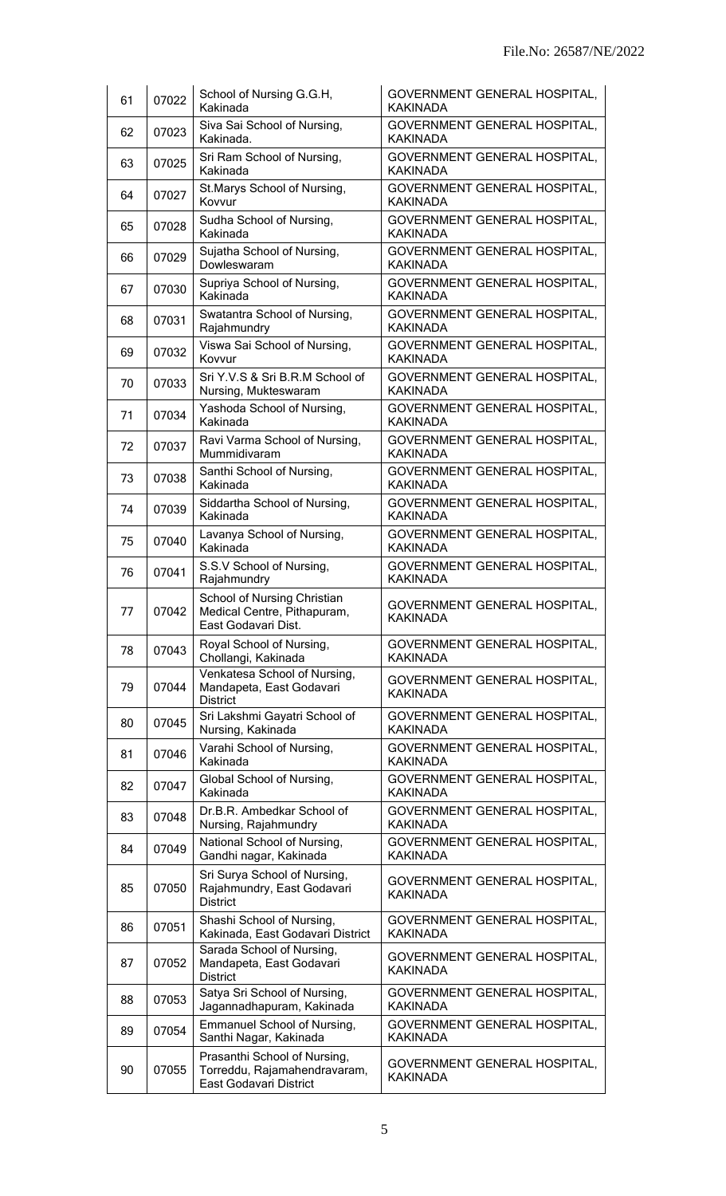| 61 | 07022 | School of Nursing G.G.H, Kakinada | GOVERNMENT GENERAL HOSPITAL, KAKINADA |
|---|---|---|---|
| 62 | 07023 | Siva Sai School of Nursing, Kakinada. | GOVERNMENT GENERAL HOSPITAL, KAKINADA |
| 63 | 07025 | Sri Ram School of Nursing, Kakinada | GOVERNMENT GENERAL HOSPITAL, KAKINADA |
| 64 | 07027 | St.Marys School of Nursing, Kovvur | GOVERNMENT GENERAL HOSPITAL, KAKINADA |
| 65 | 07028 | Sudha School of Nursing, Kakinada | GOVERNMENT GENERAL HOSPITAL, KAKINADA |
| 66 | 07029 | Sujatha School of Nursing, Dowleswaram | GOVERNMENT GENERAL HOSPITAL, KAKINADA |
| 67 | 07030 | Supriya School of Nursing, Kakinada | GOVERNMENT GENERAL HOSPITAL, KAKINADA |
| 68 | 07031 | Swatantra School of Nursing, Rajahmundry | GOVERNMENT GENERAL HOSPITAL, KAKINADA |
| 69 | 07032 | Viswa Sai School of Nursing, Kovvur | GOVERNMENT GENERAL HOSPITAL, KAKINADA |
| 70 | 07033 | Sri Y.V.S & Sri B.R.M School of Nursing, Mukteswaram | GOVERNMENT GENERAL HOSPITAL, KAKINADA |
| 71 | 07034 | Yashoda School of Nursing, Kakinada | GOVERNMENT GENERAL HOSPITAL, KAKINADA |
| 72 | 07037 | Ravi Varma School of Nursing, Mummidivaram | GOVERNMENT GENERAL HOSPITAL, KAKINADA |
| 73 | 07038 | Santhi School of Nursing, Kakinada | GOVERNMENT GENERAL HOSPITAL, KAKINADA |
| 74 | 07039 | Siddartha School of Nursing, Kakinada | GOVERNMENT GENERAL HOSPITAL, KAKINADA |
| 75 | 07040 | Lavanya School of Nursing, Kakinada | GOVERNMENT GENERAL HOSPITAL, KAKINADA |
| 76 | 07041 | S.S.V School of Nursing, Rajahmundry | GOVERNMENT GENERAL HOSPITAL, KAKINADA |
| 77 | 07042 | School of Nursing Christian Medical Centre, Pithapuram, East Godavari Dist. | GOVERNMENT GENERAL HOSPITAL, KAKINADA |
| 78 | 07043 | Royal School of Nursing, Chollangi, Kakinada | GOVERNMENT GENERAL HOSPITAL, KAKINADA |
| 79 | 07044 | Venkatesa School of Nursing, Mandapeta, East Godavari District | GOVERNMENT GENERAL HOSPITAL, KAKINADA |
| 80 | 07045 | Sri Lakshmi Gayatri School of Nursing, Kakinada | GOVERNMENT GENERAL HOSPITAL, KAKINADA |
| 81 | 07046 | Varahi School of Nursing, Kakinada | GOVERNMENT GENERAL HOSPITAL, KAKINADA |
| 82 | 07047 | Global School of Nursing, Kakinada | GOVERNMENT GENERAL HOSPITAL, KAKINADA |
| 83 | 07048 | Dr.B.R. Ambedkar School of Nursing, Rajahmundry | GOVERNMENT GENERAL HOSPITAL, KAKINADA |
| 84 | 07049 | National School of Nursing, Gandhi nagar, Kakinada | GOVERNMENT GENERAL HOSPITAL, KAKINADA |
| 85 | 07050 | Sri Surya School of Nursing, Rajahmundry, East Godavari District | GOVERNMENT GENERAL HOSPITAL, KAKINADA |
| 86 | 07051 | Shashi School of Nursing, Kakinada, East Godavari District | GOVERNMENT GENERAL HOSPITAL, KAKINADA |
| 87 | 07052 | Sarada School of Nursing, Mandapeta, East Godavari District | GOVERNMENT GENERAL HOSPITAL, KAKINADA |
| 88 | 07053 | Satya Sri School of Nursing, Jagannadhapuram, Kakinada | GOVERNMENT GENERAL HOSPITAL, KAKINADA |
| 89 | 07054 | Emmanuel School of Nursing, Santhi Nagar, Kakinada | GOVERNMENT GENERAL HOSPITAL, KAKINADA |
| 90 | 07055 | Prasanthi School of Nursing, Torreddu, Rajamahendravaram, East Godavari District | GOVERNMENT GENERAL HOSPITAL, KAKINADA |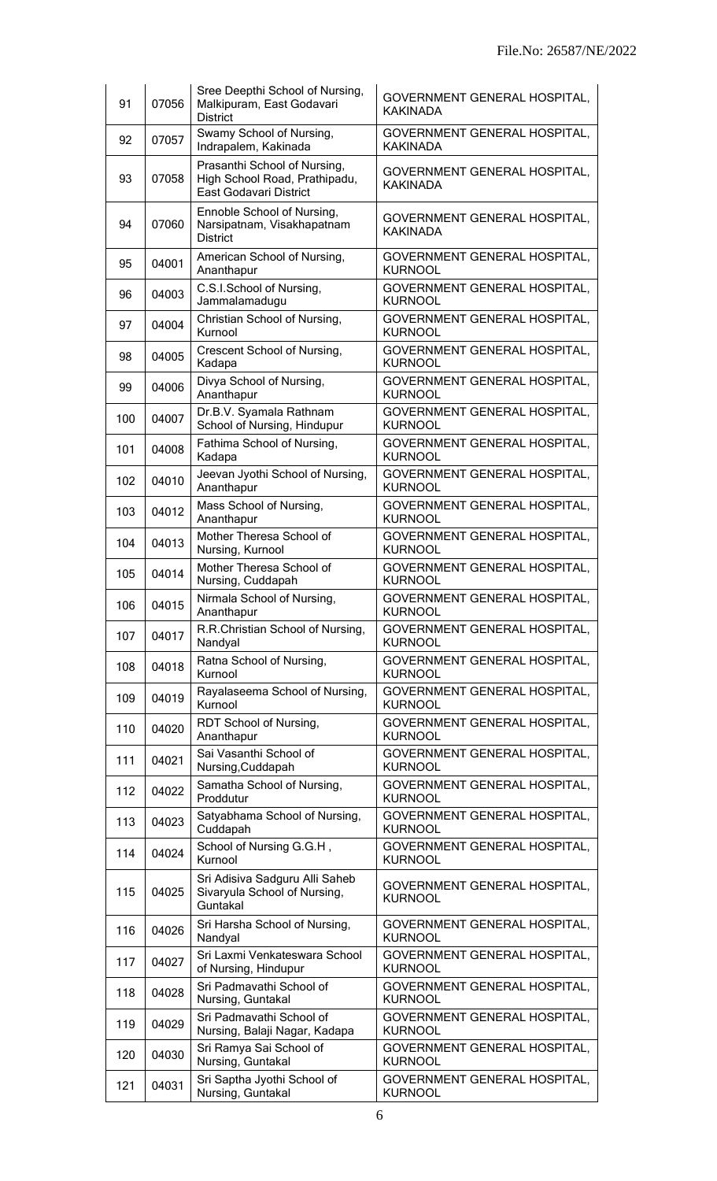| 91 | 07056 | Sree Deepthi School of Nursing, Malkipuram, East Godavari District | GOVERNMENT GENERAL HOSPITAL, KAKINADA |
|---|---|---|---|
| 92 | 07057 | Swamy School of Nursing, Indrapalem, Kakinada | GOVERNMENT GENERAL HOSPITAL, KAKINADA |
| 93 | 07058 | Prasanthi School of Nursing, High School Road, Prathipadu, East Godavari District | GOVERNMENT GENERAL HOSPITAL, KAKINADA |
| 94 | 07060 | Ennoble School of Nursing, Narsipatnam, Visakhapatnam District | GOVERNMENT GENERAL HOSPITAL, KAKINADA |
| 95 | 04001 | American School of Nursing, Ananthapur | GOVERNMENT GENERAL HOSPITAL, KURNOOL |
| 96 | 04003 | C.S.I.School of Nursing, Jammalamadugu | GOVERNMENT GENERAL HOSPITAL, KURNOOL |
| 97 | 04004 | Christian School of Nursing, Kurnool | GOVERNMENT GENERAL HOSPITAL, KURNOOL |
| 98 | 04005 | Crescent School of Nursing, Kadapa | GOVERNMENT GENERAL HOSPITAL, KURNOOL |
| 99 | 04006 | Divya School of Nursing, Ananthapur | GOVERNMENT GENERAL HOSPITAL, KURNOOL |
| 100 | 04007 | Dr.B.V. Syamala Rathnam School of Nursing, Hindupur | GOVERNMENT GENERAL HOSPITAL, KURNOOL |
| 101 | 04008 | Fathima School of Nursing, Kadapa | GOVERNMENT GENERAL HOSPITAL, KURNOOL |
| 102 | 04010 | Jeevan Jyothi School of Nursing, Ananthapur | GOVERNMENT GENERAL HOSPITAL, KURNOOL |
| 103 | 04012 | Mass School of Nursing, Ananthapur | GOVERNMENT GENERAL HOSPITAL, KURNOOL |
| 104 | 04013 | Mother Theresa School of Nursing, Kurnool | GOVERNMENT GENERAL HOSPITAL, KURNOOL |
| 105 | 04014 | Mother Theresa School of Nursing, Cuddapah | GOVERNMENT GENERAL HOSPITAL, KURNOOL |
| 106 | 04015 | Nirmala School of Nursing, Ananthapur | GOVERNMENT GENERAL HOSPITAL, KURNOOL |
| 107 | 04017 | R.R.Christian School of Nursing, Nandyal | GOVERNMENT GENERAL HOSPITAL, KURNOOL |
| 108 | 04018 | Ratna School of Nursing, Kurnool | GOVERNMENT GENERAL HOSPITAL, KURNOOL |
| 109 | 04019 | Rayalaseema School of Nursing, Kurnool | GOVERNMENT GENERAL HOSPITAL, KURNOOL |
| 110 | 04020 | RDT School of Nursing, Ananthapur | GOVERNMENT GENERAL HOSPITAL, KURNOOL |
| 111 | 04021 | Sai Vasanthi School of Nursing,Cuddapah | GOVERNMENT GENERAL HOSPITAL, KURNOOL |
| 112 | 04022 | Samatha School of Nursing, Proddutur | GOVERNMENT GENERAL HOSPITAL, KURNOOL |
| 113 | 04023 | Satyabhama School of Nursing, Cuddapah | GOVERNMENT GENERAL HOSPITAL, KURNOOL |
| 114 | 04024 | School of Nursing G.G.H , Kurnool | GOVERNMENT GENERAL HOSPITAL, KURNOOL |
| 115 | 04025 | Sri Adisiva Sadguru Alli Saheb Sivaryula School of Nursing, Guntakal | GOVERNMENT GENERAL HOSPITAL, KURNOOL |
| 116 | 04026 | Sri Harsha School of Nursing, Nandyal | GOVERNMENT GENERAL HOSPITAL, KURNOOL |
| 117 | 04027 | Sri Laxmi Venkateswara School of Nursing, Hindupur | GOVERNMENT GENERAL HOSPITAL, KURNOOL |
| 118 | 04028 | Sri Padmavathi School of Nursing, Guntakal | GOVERNMENT GENERAL HOSPITAL, KURNOOL |
| 119 | 04029 | Sri Padmavathi School of Nursing, Balaji Nagar, Kadapa | GOVERNMENT GENERAL HOSPITAL, KURNOOL |
| 120 | 04030 | Sri Ramya Sai School of Nursing, Guntakal | GOVERNMENT GENERAL HOSPITAL, KURNOOL |
| 121 | 04031 | Sri Saptha Jyothi School of Nursing, Guntakal | GOVERNMENT GENERAL HOSPITAL, KURNOOL |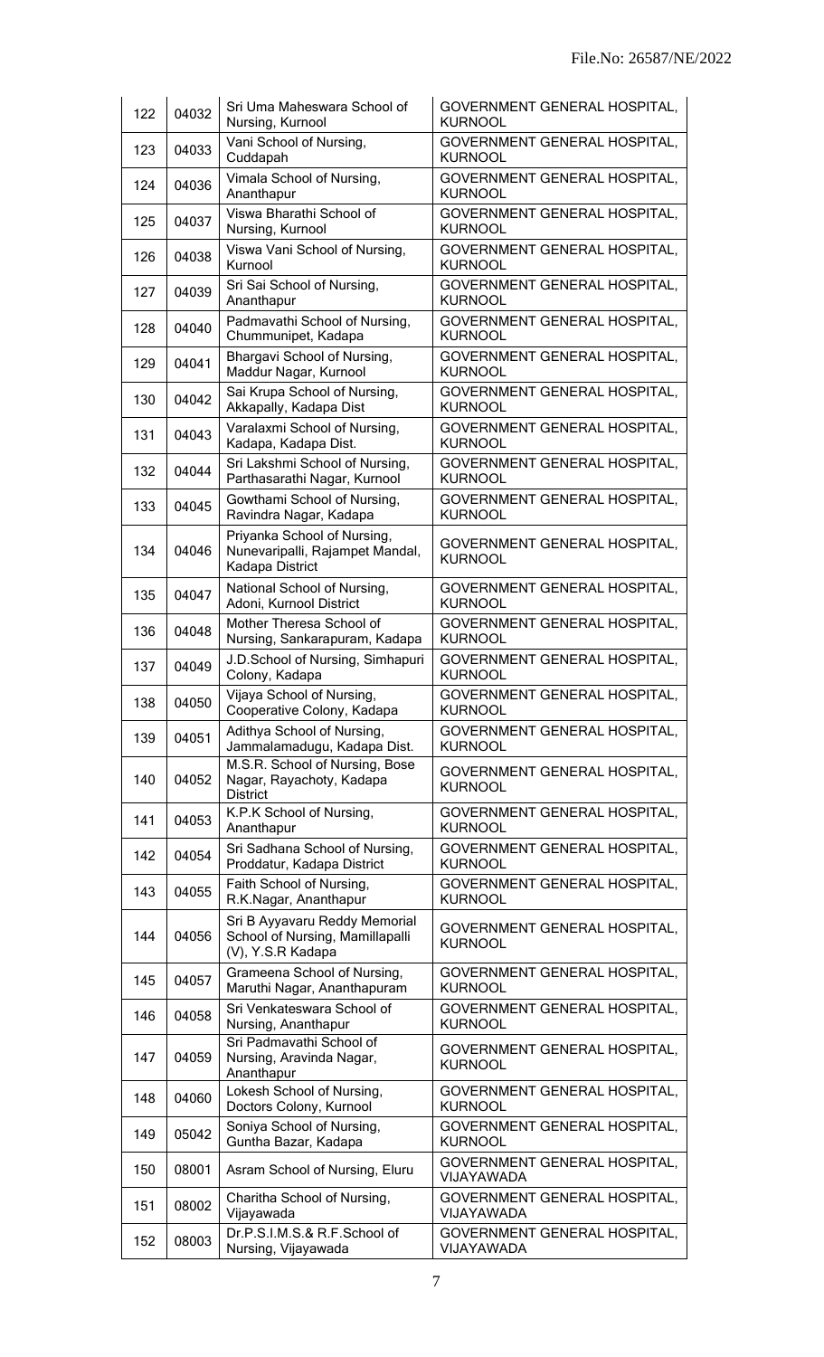File.No: 26587/NE/2022

| 122 | 04032 | Sri Uma Maheswara School of Nursing, Kurnool | GOVERNMENT GENERAL HOSPITAL, KURNOOL |
|---|---|---|---|
| 123 | 04033 | Vani School of Nursing, Cuddapah | GOVERNMENT GENERAL HOSPITAL, KURNOOL |
| 124 | 04036 | Vimala School of Nursing, Ananthapur | GOVERNMENT GENERAL HOSPITAL, KURNOOL |
| 125 | 04037 | Viswa Bharathi School of Nursing, Kurnool | GOVERNMENT GENERAL HOSPITAL, KURNOOL |
| 126 | 04038 | Viswa Vani School of Nursing, Kurnool | GOVERNMENT GENERAL HOSPITAL, KURNOOL |
| 127 | 04039 | Sri Sai School of Nursing, Ananthapur | GOVERNMENT GENERAL HOSPITAL, KURNOOL |
| 128 | 04040 | Padmavathi School of Nursing, Chummunipet, Kadapa | GOVERNMENT GENERAL HOSPITAL, KURNOOL |
| 129 | 04041 | Bhargavi School of Nursing, Maddur Nagar, Kurnool | GOVERNMENT GENERAL HOSPITAL, KURNOOL |
| 130 | 04042 | Sai Krupa School of Nursing, Akkapally, Kadapa Dist | GOVERNMENT GENERAL HOSPITAL, KURNOOL |
| 131 | 04043 | Varalaxmi School of Nursing, Kadapa, Kadapa Dist. | GOVERNMENT GENERAL HOSPITAL, KURNOOL |
| 132 | 04044 | Sri Lakshmi School of Nursing, Parthasarathi Nagar, Kurnool | GOVERNMENT GENERAL HOSPITAL, KURNOOL |
| 133 | 04045 | Gowthami School of Nursing, Ravindra Nagar, Kadapa | GOVERNMENT GENERAL HOSPITAL, KURNOOL |
| 134 | 04046 | Priyanka School of Nursing, Nunevaripalli, Rajampet Mandal, Kadapa District | GOVERNMENT GENERAL HOSPITAL, KURNOOL |
| 135 | 04047 | National School of Nursing, Adoni, Kurnool District | GOVERNMENT GENERAL HOSPITAL, KURNOOL |
| 136 | 04048 | Mother Theresa School of Nursing, Sankarapuram, Kadapa | GOVERNMENT GENERAL HOSPITAL, KURNOOL |
| 137 | 04049 | J.D.School of Nursing, Simhapuri Colony, Kadapa | GOVERNMENT GENERAL HOSPITAL, KURNOOL |
| 138 | 04050 | Vijaya School of Nursing, Cooperative Colony, Kadapa | GOVERNMENT GENERAL HOSPITAL, KURNOOL |
| 139 | 04051 | Adithya School of Nursing, Jammalamadugu, Kadapa Dist. | GOVERNMENT GENERAL HOSPITAL, KURNOOL |
| 140 | 04052 | M.S.R. School of Nursing, Bose Nagar, Rayachoty, Kadapa District | GOVERNMENT GENERAL HOSPITAL, KURNOOL |
| 141 | 04053 | K.P.K School of Nursing, Ananthapur | GOVERNMENT GENERAL HOSPITAL, KURNOOL |
| 142 | 04054 | Sri Sadhana School of Nursing, Proddatur, Kadapa District | GOVERNMENT GENERAL HOSPITAL, KURNOOL |
| 143 | 04055 | Faith School of Nursing, R.K.Nagar, Ananthapur | GOVERNMENT GENERAL HOSPITAL, KURNOOL |
| 144 | 04056 | Sri B Ayyavaru Reddy Memorial School of Nursing, Mamillapalli (V), Y.S.R Kadapa | GOVERNMENT GENERAL HOSPITAL, KURNOOL |
| 145 | 04057 | Grameena School of Nursing, Maruthi Nagar, Ananthapuram | GOVERNMENT GENERAL HOSPITAL, KURNOOL |
| 146 | 04058 | Sri Venkateswara School of Nursing, Ananthapur | GOVERNMENT GENERAL HOSPITAL, KURNOOL |
| 147 | 04059 | Sri Padmavathi School of Nursing, Aravinda Nagar, Ananthapur | GOVERNMENT GENERAL HOSPITAL, KURNOOL |
| 148 | 04060 | Lokesh School of Nursing, Doctors Colony, Kurnool | GOVERNMENT GENERAL HOSPITAL, KURNOOL |
| 149 | 05042 | Soniya School of Nursing, Guntha Bazar, Kadapa | GOVERNMENT GENERAL HOSPITAL, KURNOOL |
| 150 | 08001 | Asram School of Nursing, Eluru | GOVERNMENT GENERAL HOSPITAL, VIJAYAWADA |
| 151 | 08002 | Charitha School of Nursing, Vijayawada | GOVERNMENT GENERAL HOSPITAL, VIJAYAWADA |
| 152 | 08003 | Dr.P.S.I.M.S.& R.F.School of Nursing, Vijayawada | GOVERNMENT GENERAL HOSPITAL, VIJAYAWADA |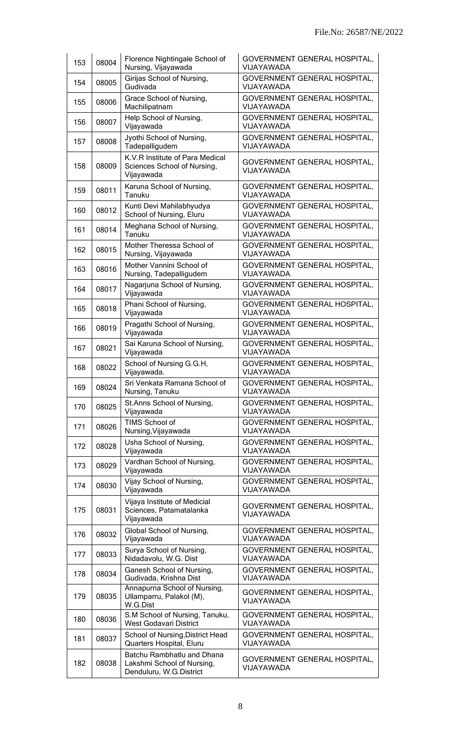File.No: 26587/NE/2022

| 153 | 08004 | Florence Nightingale School of Nursing, Vijayawada | GOVERNMENT GENERAL HOSPITAL, VIJAYAWADA |
|---|---|---|---|
| 154 | 08005 | Girijas School of Nursing, Gudivada | GOVERNMENT GENERAL HOSPITAL, VIJAYAWADA |
| 155 | 08006 | Grace School of Nursing, Machilipatnam | GOVERNMENT GENERAL HOSPITAL, VIJAYAWADA |
| 156 | 08007 | Help School of Nursing, Vijayawada | GOVERNMENT GENERAL HOSPITAL, VIJAYAWADA |
| 157 | 08008 | Jyothi School of Nursing, Tadepalligudem | GOVERNMENT GENERAL HOSPITAL, VIJAYAWADA |
| 158 | 08009 | K.V.R Institute of Para Medical Sciences School of Nursing, Vijayawada | GOVERNMENT GENERAL HOSPITAL, VIJAYAWADA |
| 159 | 08011 | Karuna School of Nursing, Tanuku | GOVERNMENT GENERAL HOSPITAL, VIJAYAWADA |
| 160 | 08012 | Kunti Devi Mahilabhyudya School of Nursing, Eluru | GOVERNMENT GENERAL HOSPITAL, VIJAYAWADA |
| 161 | 08014 | Meghana School of Nursing, Tanuku | GOVERNMENT GENERAL HOSPITAL, VIJAYAWADA |
| 162 | 08015 | Mother Theressa School of Nursing, Vijayawada | GOVERNMENT GENERAL HOSPITAL, VIJAYAWADA |
| 163 | 08016 | Mother Vannini School of Nursing, Tadepalligudem | GOVERNMENT GENERAL HOSPITAL, VIJAYAWADA |
| 164 | 08017 | Nagarjuna School of Nursing, Vijayawada | GOVERNMENT GENERAL HOSPITAL, VIJAYAWADA |
| 165 | 08018 | Phani School of Nursing, Vijayawada | GOVERNMENT GENERAL HOSPITAL, VIJAYAWADA |
| 166 | 08019 | Pragathi School of Nursing, Vijayawada | GOVERNMENT GENERAL HOSPITAL, VIJAYAWADA |
| 167 | 08021 | Sai Karuna School of Nursing, Vijayawada | GOVERNMENT GENERAL HOSPITAL, VIJAYAWADA |
| 168 | 08022 | School of Nursing G.G.H, Vijayawada. | GOVERNMENT GENERAL HOSPITAL, VIJAYAWADA |
| 169 | 08024 | Sri Venkata Ramana School of Nursing, Tanuku | GOVERNMENT GENERAL HOSPITAL, VIJAYAWADA |
| 170 | 08025 | St.Anns School of Nursing, Vijayawada | GOVERNMENT GENERAL HOSPITAL, VIJAYAWADA |
| 171 | 08026 | TIMS School of Nursing,Vijayawada | GOVERNMENT GENERAL HOSPITAL, VIJAYAWADA |
| 172 | 08028 | Usha School of Nursing, Vijayawada | GOVERNMENT GENERAL HOSPITAL, VIJAYAWADA |
| 173 | 08029 | Vardhan School of Nursing, Vijayawada | GOVERNMENT GENERAL HOSPITAL, VIJAYAWADA |
| 174 | 08030 | Vijay School of Nursing, Vijayawada | GOVERNMENT GENERAL HOSPITAL, VIJAYAWADA |
| 175 | 08031 | Vijaya Institute of Medicial Sciences, Patamatalanka Vijayawada | GOVERNMENT GENERAL HOSPITAL, VIJAYAWADA |
| 176 | 08032 | Global School of Nursing, Vijayawada | GOVERNMENT GENERAL HOSPITAL, VIJAYAWADA |
| 177 | 08033 | Surya School of Nursing, Nidadavolu, W.G. Dist | GOVERNMENT GENERAL HOSPITAL, VIJAYAWADA |
| 178 | 08034 | Ganesh School of Nursing, Gudivada, Krishna Dist | GOVERNMENT GENERAL HOSPITAL, VIJAYAWADA |
| 179 | 08035 | Annapurna School of Nursing, Ullamparru, Palakol (M), W.G.Dist | GOVERNMENT GENERAL HOSPITAL, VIJAYAWADA |
| 180 | 08036 | S.M School of Nursing, Tanuku, West Godavari District | GOVERNMENT GENERAL HOSPITAL, VIJAYAWADA |
| 181 | 08037 | School of Nursing,District Head Quarters Hospital, Eluru | GOVERNMENT GENERAL HOSPITAL, VIJAYAWADA |
| 182 | 08038 | Batchu Rambhatlu and Dhana Lakshmi School of Nursing, Denduluru, W.G.District | GOVERNMENT GENERAL HOSPITAL, VIJAYAWADA |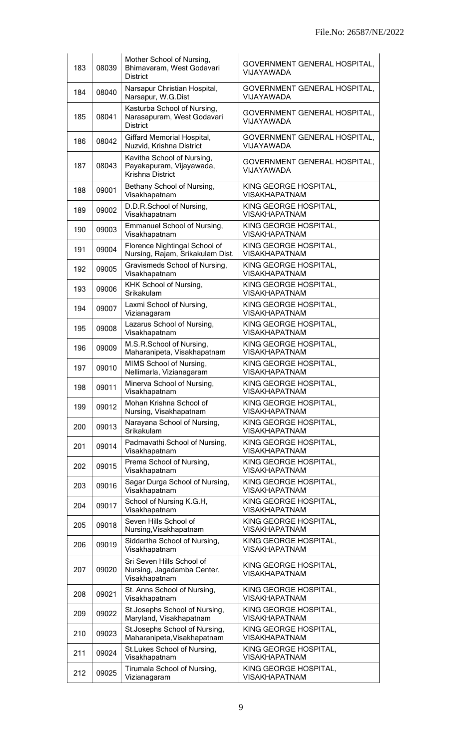File.No: 26587/NE/2022

| 183 | 08039 | Mother School of Nursing, Bhimavaram, West Godavari District | GOVERNMENT GENERAL HOSPITAL, VIJAYAWADA |
|---|---|---|---|
| 184 | 08040 | Narsapur Christian Hospital, Narsapur, W.G.Dist | GOVERNMENT GENERAL HOSPITAL, VIJAYAWADA |
| 185 | 08041 | Kasturba School of Nursing, Narasapuram, West Godavari District | GOVERNMENT GENERAL HOSPITAL, VIJAYAWADA |
| 186 | 08042 | Giffard Memorial Hospital, Nuzvid, Krishna District | GOVERNMENT GENERAL HOSPITAL, VIJAYAWADA |
| 187 | 08043 | Kavitha School of Nursing, Payakapuram, Vijayawada, Krishna District | GOVERNMENT GENERAL HOSPITAL, VIJAYAWADA |
| 188 | 09001 | Bethany School of Nursing, Visakhapatnam | KING GEORGE HOSPITAL, VISAKHAPATNAM |
| 189 | 09002 | D.D.R.School of Nursing, Visakhapatnam | KING GEORGE HOSPITAL, VISAKHAPATNAM |
| 190 | 09003 | Emmanuel School of Nursing, Visakhapatnam | KING GEORGE HOSPITAL, VISAKHAPATNAM |
| 191 | 09004 | Florence Nightingal School of Nursing, Rajam, Srikakulam Dist. | KING GEORGE HOSPITAL, VISAKHAPATNAM |
| 192 | 09005 | Gravismeds School of Nursing, Visakhapatnam | KING GEORGE HOSPITAL, VISAKHAPATNAM |
| 193 | 09006 | KHK School of Nursing, Srikakulam | KING GEORGE HOSPITAL, VISAKHAPATNAM |
| 194 | 09007 | Laxmi School of Nursing, Vizianagaram | KING GEORGE HOSPITAL, VISAKHAPATNAM |
| 195 | 09008 | Lazarus School of Nursing, Visakhapatnam | KING GEORGE HOSPITAL, VISAKHAPATNAM |
| 196 | 09009 | M.S.R.School of Nursing, Maharanipeta, Visakhapatnam | KING GEORGE HOSPITAL, VISAKHAPATNAM |
| 197 | 09010 | MIMS School of Nursing, Nellimarla, Vizianagaram | KING GEORGE HOSPITAL, VISAKHAPATNAM |
| 198 | 09011 | Minerva School of Nursing, Visakhapatnam | KING GEORGE HOSPITAL, VISAKHAPATNAM |
| 199 | 09012 | Mohan Krishna School of Nursing, Visakhapatnam | KING GEORGE HOSPITAL, VISAKHAPATNAM |
| 200 | 09013 | Narayana School of Nursing, Srikakulam | KING GEORGE HOSPITAL, VISAKHAPATNAM |
| 201 | 09014 | Padmavathi School of Nursing, Visakhapatnam | KING GEORGE HOSPITAL, VISAKHAPATNAM |
| 202 | 09015 | Prema School of Nursing, Visakhapatnam | KING GEORGE HOSPITAL, VISAKHAPATNAM |
| 203 | 09016 | Sagar Durga School of Nursing, Visakhapatnam | KING GEORGE HOSPITAL, VISAKHAPATNAM |
| 204 | 09017 | School of Nursing K.G.H, Visakhapatnam | KING GEORGE HOSPITAL, VISAKHAPATNAM |
| 205 | 09018 | Seven Hills School of Nursing,Visakhapatnam | KING GEORGE HOSPITAL, VISAKHAPATNAM |
| 206 | 09019 | Siddartha School of Nursing, Visakhapatnam | KING GEORGE HOSPITAL, VISAKHAPATNAM |
| 207 | 09020 | Sri Seven Hills School of Nursing, Jagadamba Center, Visakhapatnam | KING GEORGE HOSPITAL, VISAKHAPATNAM |
| 208 | 09021 | St. Anns School of Nursing, Visakhapatnam | KING GEORGE HOSPITAL, VISAKHAPATNAM |
| 209 | 09022 | St.Josephs School of Nursing, Maryland, Visakhapatnam | KING GEORGE HOSPITAL, VISAKHAPATNAM |
| 210 | 09023 | St.Josephs School of Nursing, Maharanipeta,Visakhapatnam | KING GEORGE HOSPITAL, VISAKHAPATNAM |
| 211 | 09024 | St.Lukes School of Nursing, Visakhapatnam | KING GEORGE HOSPITAL, VISAKHAPATNAM |
| 212 | 09025 | Tirumala School of Nursing, Vizianagaram | KING GEORGE HOSPITAL, VISAKHAPATNAM |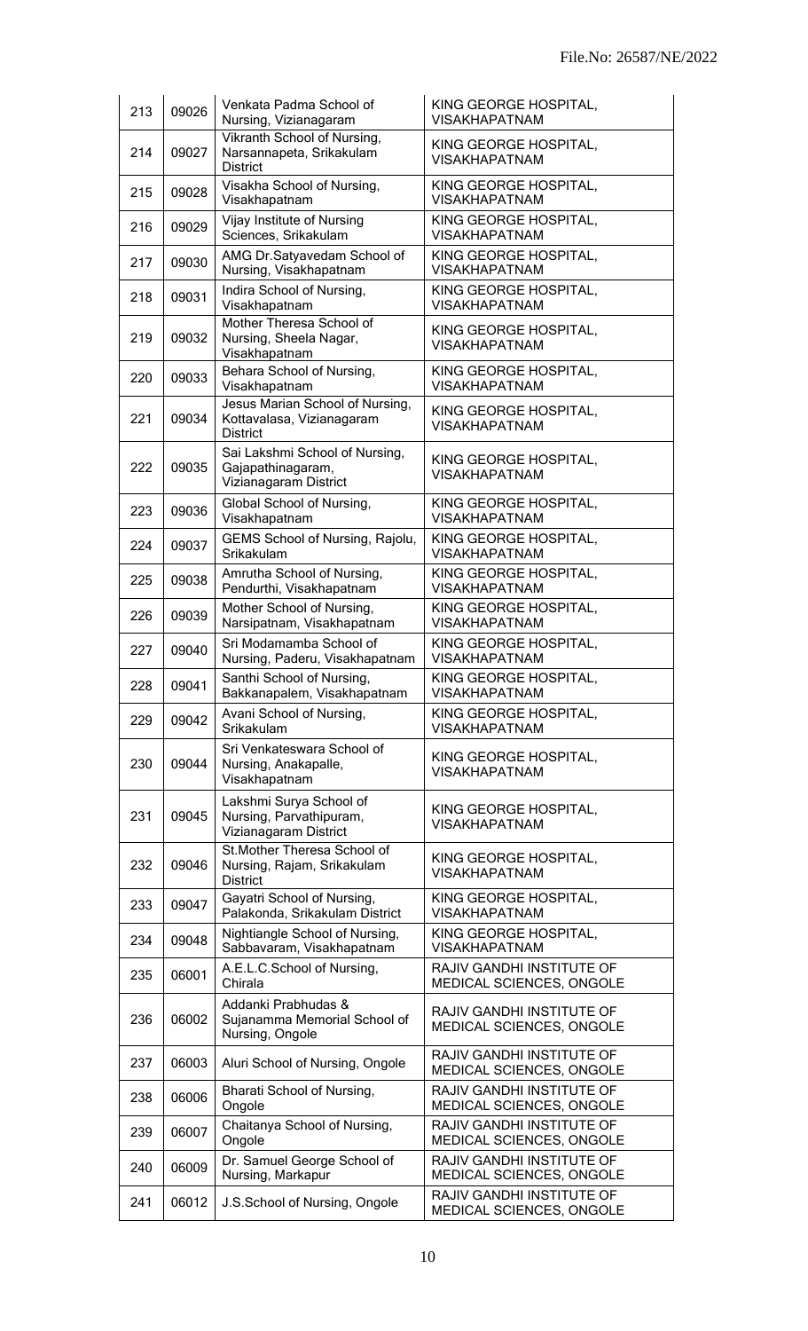| 213 | 09026 | Venkata Padma School of Nursing, Vizianagaram | KING GEORGE HOSPITAL, VISAKHAPATNAM |
|---|---|---|---|
| 214 | 09027 | Vikranth School of Nursing, Narsannapeta, Srikakulam District | KING GEORGE HOSPITAL, VISAKHAPATNAM |
| 215 | 09028 | Visakha School of Nursing, Visakhapatnam | KING GEORGE HOSPITAL, VISAKHAPATNAM |
| 216 | 09029 | Vijay Institute of Nursing Sciences, Srikakulam | KING GEORGE HOSPITAL, VISAKHAPATNAM |
| 217 | 09030 | AMG Dr.Satyavedam School of Nursing, Visakhapatnam | KING GEORGE HOSPITAL, VISAKHAPATNAM |
| 218 | 09031 | Indira School of Nursing, Visakhapatnam | KING GEORGE HOSPITAL, VISAKHAPATNAM |
| 219 | 09032 | Mother Theresa School of Nursing, Sheela Nagar, Visakhapatnam | KING GEORGE HOSPITAL, VISAKHAPATNAM |
| 220 | 09033 | Behara School of Nursing, Visakhapatnam | KING GEORGE HOSPITAL, VISAKHAPATNAM |
| 221 | 09034 | Jesus Marian School of Nursing, Kottavalasa, Vizianagaram District | KING GEORGE HOSPITAL, VISAKHAPATNAM |
| 222 | 09035 | Sai Lakshmi School of Nursing, Gajapathinagaram, Vizianagaram District | KING GEORGE HOSPITAL, VISAKHAPATNAM |
| 223 | 09036 | Global School of Nursing, Visakhapatnam | KING GEORGE HOSPITAL, VISAKHAPATNAM |
| 224 | 09037 | GEMS School of Nursing, Rajolu, Srikakulam | KING GEORGE HOSPITAL, VISAKHAPATNAM |
| 225 | 09038 | Amrutha School of Nursing, Pendurthi, Visakhapatnam | KING GEORGE HOSPITAL, VISAKHAPATNAM |
| 226 | 09039 | Mother School of Nursing, Narsipatnam, Visakhapatnam | KING GEORGE HOSPITAL, VISAKHAPATNAM |
| 227 | 09040 | Sri Modamamba School of Nursing, Paderu, Visakhapatnam | KING GEORGE HOSPITAL, VISAKHAPATNAM |
| 228 | 09041 | Santhi School of Nursing, Bakkanapalem, Visakhapatnam | KING GEORGE HOSPITAL, VISAKHAPATNAM |
| 229 | 09042 | Avani School of Nursing, Srikakulam | KING GEORGE HOSPITAL, VISAKHAPATNAM |
| 230 | 09044 | Sri Venkateswara School of Nursing, Anakapalle, Visakhapatnam | KING GEORGE HOSPITAL, VISAKHAPATNAM |
| 231 | 09045 | Lakshmi Surya School of Nursing, Parvathipuram, Vizianagaram District | KING GEORGE HOSPITAL, VISAKHAPATNAM |
| 232 | 09046 | St.Mother Theresa School of Nursing, Rajam, Srikakulam District | KING GEORGE HOSPITAL, VISAKHAPATNAM |
| 233 | 09047 | Gayatri School of Nursing, Palakonda, Srikakulam District | KING GEORGE HOSPITAL, VISAKHAPATNAM |
| 234 | 09048 | Nightiangle School of Nursing, Sabbavaram, Visakhapatnam | KING GEORGE HOSPITAL, VISAKHAPATNAM |
| 235 | 06001 | A.E.L.C.School of Nursing, Chirala | RAJIV GANDHI INSTITUTE OF MEDICAL SCIENCES, ONGOLE |
| 236 | 06002 | Addanki Prabhudas & Sujanamma Memorial School of Nursing, Ongole | RAJIV GANDHI INSTITUTE OF MEDICAL SCIENCES, ONGOLE |
| 237 | 06003 | Aluri School of Nursing, Ongole | RAJIV GANDHI INSTITUTE OF MEDICAL SCIENCES, ONGOLE |
| 238 | 06006 | Bharati School of Nursing, Ongole | RAJIV GANDHI INSTITUTE OF MEDICAL SCIENCES, ONGOLE |
| 239 | 06007 | Chaitanya School of Nursing, Ongole | RAJIV GANDHI INSTITUTE OF MEDICAL SCIENCES, ONGOLE |
| 240 | 06009 | Dr. Samuel George School of Nursing, Markapur | RAJIV GANDHI INSTITUTE OF MEDICAL SCIENCES, ONGOLE |
| 241 | 06012 | J.S.School of Nursing, Ongole | RAJIV GANDHI INSTITUTE OF MEDICAL SCIENCES, ONGOLE |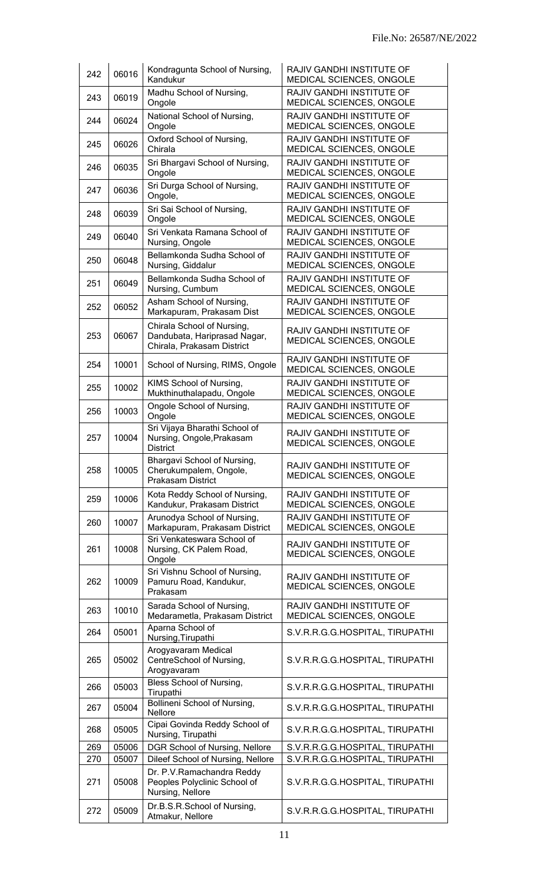| 242 | 06016 | Kondragunta School of Nursing, Kandukur | RAJIV GANDHI INSTITUTE OF MEDICAL SCIENCES, ONGOLE |
|---|---|---|---|
| 243 | 06019 | Madhu School of Nursing, Ongole | RAJIV GANDHI INSTITUTE OF MEDICAL SCIENCES, ONGOLE |
| 244 | 06024 | National School of Nursing, Ongole | RAJIV GANDHI INSTITUTE OF MEDICAL SCIENCES, ONGOLE |
| 245 | 06026 | Oxford School of Nursing, Chirala | RAJIV GANDHI INSTITUTE OF MEDICAL SCIENCES, ONGOLE |
| 246 | 06035 | Sri Bhargavi School of Nursing, Ongole | RAJIV GANDHI INSTITUTE OF MEDICAL SCIENCES, ONGOLE |
| 247 | 06036 | Sri Durga School of Nursing, Ongole, | RAJIV GANDHI INSTITUTE OF MEDICAL SCIENCES, ONGOLE |
| 248 | 06039 | Sri Sai School of Nursing, Ongole | RAJIV GANDHI INSTITUTE OF MEDICAL SCIENCES, ONGOLE |
| 249 | 06040 | Sri Venkata Ramana School of Nursing, Ongole | RAJIV GANDHI INSTITUTE OF MEDICAL SCIENCES, ONGOLE |
| 250 | 06048 | Bellamkonda Sudha School of Nursing, Giddalur | RAJIV GANDHI INSTITUTE OF MEDICAL SCIENCES, ONGOLE |
| 251 | 06049 | Bellamkonda Sudha School of Nursing, Cumbum | RAJIV GANDHI INSTITUTE OF MEDICAL SCIENCES, ONGOLE |
| 252 | 06052 | Asham School of Nursing, Markapuram, Prakasam Dist | RAJIV GANDHI INSTITUTE OF MEDICAL SCIENCES, ONGOLE |
| 253 | 06067 | Chirala School of Nursing, Dandubata, Hariprasad Nagar, Chirala, Prakasam District | RAJIV GANDHI INSTITUTE OF MEDICAL SCIENCES, ONGOLE |
| 254 | 10001 | School of Nursing, RIMS, Ongole | RAJIV GANDHI INSTITUTE OF MEDICAL SCIENCES, ONGOLE |
| 255 | 10002 | KIMS School of Nursing, Mukthinuthalapadu, Ongole | RAJIV GANDHI INSTITUTE OF MEDICAL SCIENCES, ONGOLE |
| 256 | 10003 | Ongole School of Nursing, Ongole | RAJIV GANDHI INSTITUTE OF MEDICAL SCIENCES, ONGOLE |
| 257 | 10004 | Sri Vijaya Bharathi School of Nursing, Ongole,Prakasam District | RAJIV GANDHI INSTITUTE OF MEDICAL SCIENCES, ONGOLE |
| 258 | 10005 | Bhargavi School of Nursing, Cherukumpalem, Ongole, Prakasam District | RAJIV GANDHI INSTITUTE OF MEDICAL SCIENCES, ONGOLE |
| 259 | 10006 | Kota Reddy School of Nursing, Kandukur, Prakasam District | RAJIV GANDHI INSTITUTE OF MEDICAL SCIENCES, ONGOLE |
| 260 | 10007 | Arunodya School of Nursing, Markapuram, Prakasam District | RAJIV GANDHI INSTITUTE OF MEDICAL SCIENCES, ONGOLE |
| 261 | 10008 | Sri Venkateswara School of Nursing, CK Palem Road, Ongole | RAJIV GANDHI INSTITUTE OF MEDICAL SCIENCES, ONGOLE |
| 262 | 10009 | Sri Vishnu School of Nursing, Pamuru Road, Kandukur, Prakasam | RAJIV GANDHI INSTITUTE OF MEDICAL SCIENCES, ONGOLE |
| 263 | 10010 | Sarada School of Nursing, Medarametla, Prakasam District | RAJIV GANDHI INSTITUTE OF MEDICAL SCIENCES, ONGOLE |
| 264 | 05001 | Aparna School of Nursing,Tirupathi | S.V.R.R.G.G.HOSPITAL, TIRUPATHI |
| 265 | 05002 | Arogyavaram Medical CentreSchool of Nursing, Arogyavaram | S.V.R.R.G.G.HOSPITAL, TIRUPATHI |
| 266 | 05003 | Bless School of Nursing, Tirupathi | S.V.R.R.G.G.HOSPITAL, TIRUPATHI |
| 267 | 05004 | Bollineni School of Nursing, Nellore | S.V.R.R.G.G.HOSPITAL, TIRUPATHI |
| 268 | 05005 | Cipai Govinda Reddy School of Nursing, Tirupathi | S.V.R.R.G.G.HOSPITAL, TIRUPATHI |
| 269 | 05006 | DGR School of Nursing, Nellore | S.V.R.R.G.G.HOSPITAL, TIRUPATHI |
| 270 | 05007 | Dileef School of Nursing, Nellore | S.V.R.R.G.G.HOSPITAL, TIRUPATHI |
| 271 | 05008 | Dr. P.V.Ramachandra Reddy Peoples Polyclinic School of Nursing, Nellore | S.V.R.R.G.G.HOSPITAL, TIRUPATHI |
| 272 | 05009 | Dr.B.S.R.School of Nursing, Atmakur, Nellore | S.V.R.R.G.G.HOSPITAL, TIRUPATHI |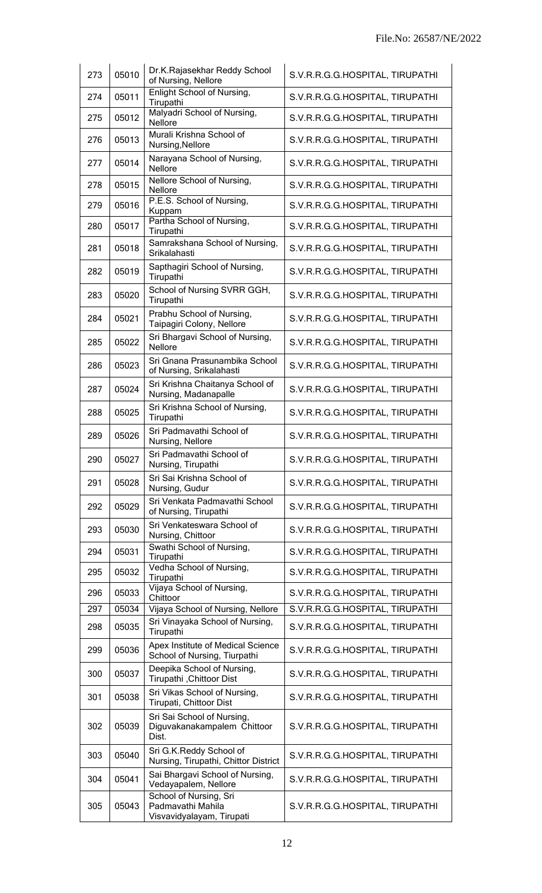File.No: 26587/NE/2022

| | | | |
|---|---|---|---|
| 273 | 05010 | Dr.K.Rajasekhar Reddy School of Nursing, Nellore | S.V.R.R.G.G.HOSPITAL, TIRUPATHI |
| 274 | 05011 | Enlight School of Nursing, Tirupathi | S.V.R.R.G.G.HOSPITAL, TIRUPATHI |
| 275 | 05012 | Malyadri School of Nursing, Nellore | S.V.R.R.G.G.HOSPITAL, TIRUPATHI |
| 276 | 05013 | Murali Krishna School of Nursing,Nellore | S.V.R.R.G.G.HOSPITAL, TIRUPATHI |
| 277 | 05014 | Narayana School of Nursing, Nellore | S.V.R.R.G.G.HOSPITAL, TIRUPATHI |
| 278 | 05015 | Nellore School of Nursing, Nellore | S.V.R.R.G.G.HOSPITAL, TIRUPATHI |
| 279 | 05016 | P.E.S. School of Nursing, Kuppam | S.V.R.R.G.G.HOSPITAL, TIRUPATHI |
| 280 | 05017 | Partha School of Nursing, Tirupathi | S.V.R.R.G.G.HOSPITAL, TIRUPATHI |
| 281 | 05018 | Samrakshana School of Nursing, Srikalahasti | S.V.R.R.G.G.HOSPITAL, TIRUPATHI |
| 282 | 05019 | Sapthagiri School of Nursing, Tirupathi | S.V.R.R.G.G.HOSPITAL, TIRUPATHI |
| 283 | 05020 | School of Nursing SVRR GGH, Tirupathi | S.V.R.R.G.G.HOSPITAL, TIRUPATHI |
| 284 | 05021 | Prabhu School of Nursing, Taipagiri Colony, Nellore | S.V.R.R.G.G.HOSPITAL, TIRUPATHI |
| 285 | 05022 | Sri Bhargavi School of Nursing, Nellore | S.V.R.R.G.G.HOSPITAL, TIRUPATHI |
| 286 | 05023 | Sri Gnana Prasunambika School of Nursing, Srikalahasti | S.V.R.R.G.G.HOSPITAL, TIRUPATHI |
| 287 | 05024 | Sri Krishna Chaitanya School of Nursing, Madanapalle | S.V.R.R.G.G.HOSPITAL, TIRUPATHI |
| 288 | 05025 | Sri Krishna School of Nursing, Tirupathi | S.V.R.R.G.G.HOSPITAL, TIRUPATHI |
| 289 | 05026 | Sri Padmavathi School of Nursing, Nellore | S.V.R.R.G.G.HOSPITAL, TIRUPATHI |
| 290 | 05027 | Sri Padmavathi School of Nursing, Tirupathi | S.V.R.R.G.G.HOSPITAL, TIRUPATHI |
| 291 | 05028 | Sri Sai Krishna School of Nursing, Gudur | S.V.R.R.G.G.HOSPITAL, TIRUPATHI |
| 292 | 05029 | Sri Venkata Padmavathi School of Nursing, Tirupathi | S.V.R.R.G.G.HOSPITAL, TIRUPATHI |
| 293 | 05030 | Sri Venkateswara School of Nursing, Chittoor | S.V.R.R.G.G.HOSPITAL, TIRUPATHI |
| 294 | 05031 | Swathi School of Nursing, Tirupathi | S.V.R.R.G.G.HOSPITAL, TIRUPATHI |
| 295 | 05032 | Vedha School of Nursing, Tirupathi | S.V.R.R.G.G.HOSPITAL, TIRUPATHI |
| 296 | 05033 | Vijaya School of Nursing, Chittoor | S.V.R.R.G.G.HOSPITAL, TIRUPATHI |
| 297 | 05034 | Vijaya School of Nursing, Nellore | S.V.R.R.G.G.HOSPITAL, TIRUPATHI |
| 298 | 05035 | Sri Vinayaka School of Nursing, Tirupathi | S.V.R.R.G.G.HOSPITAL, TIRUPATHI |
| 299 | 05036 | Apex Institute of Medical Science School of Nursing, Tiurpathi | S.V.R.R.G.G.HOSPITAL, TIRUPATHI |
| 300 | 05037 | Deepika School of Nursing, Tirupathi ,Chittoor Dist | S.V.R.R.G.G.HOSPITAL, TIRUPATHI |
| 301 | 05038 | Sri Vikas School of Nursing, Tirupati, Chittoor Dist | S.V.R.R.G.G.HOSPITAL, TIRUPATHI |
| 302 | 05039 | Sri Sai School of Nursing, Diguvakanakampalem Chittoor Dist. | S.V.R.R.G.G.HOSPITAL, TIRUPATHI |
| 303 | 05040 | Sri G.K.Reddy School of Nursing, Tirupathi, Chittor District | S.V.R.R.G.G.HOSPITAL, TIRUPATHI |
| 304 | 05041 | Sai Bhargavi School of Nursing, Vedayapalem, Nellore | S.V.R.R.G.G.HOSPITAL, TIRUPATHI |
| 305 | 05043 | School of Nursing, Sri Padmavathi Mahila Visvavidyalayam, Tirupati | S.V.R.R.G.G.HOSPITAL, TIRUPATHI |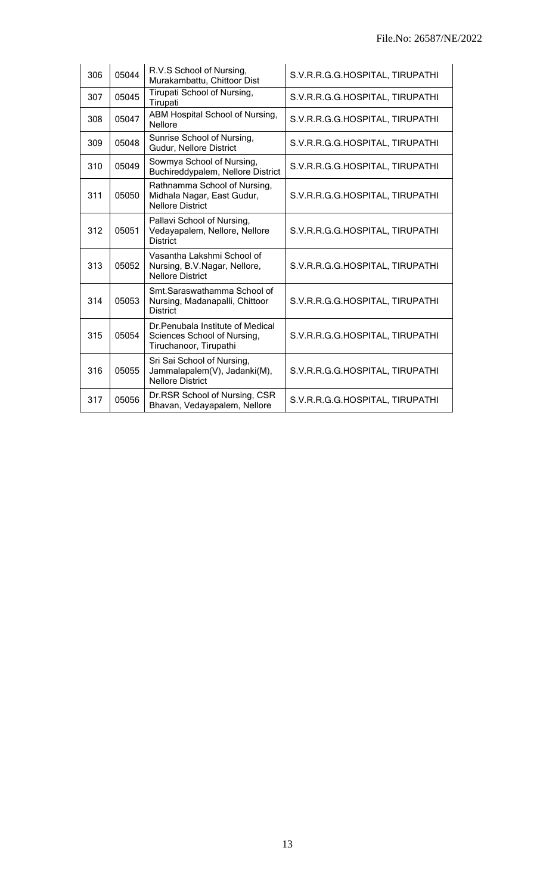| 306 | 05044 | R.V.S School of Nursing, Murakambattu, Chittoor Dist | S.V.R.R.G.G.HOSPITAL, TIRUPATHI |
|---|---|---|---|
| 307 | 05045 | Tirupati School of Nursing, Tirupati | S.V.R.R.G.G.HOSPITAL, TIRUPATHI |
| 308 | 05047 | ABM Hospital School of Nursing, Nellore | S.V.R.R.G.G.HOSPITAL, TIRUPATHI |
| 309 | 05048 | Sunrise School of Nursing, Gudur, Nellore District | S.V.R.R.G.G.HOSPITAL, TIRUPATHI |
| 310 | 05049 | Sowmya School of Nursing, Buchireddypalem, Nellore District | S.V.R.R.G.G.HOSPITAL, TIRUPATHI |
| 311 | 05050 | Rathnamma School of Nursing, Midhala Nagar, East Gudur, Nellore District | S.V.R.R.G.G.HOSPITAL, TIRUPATHI |
| 312 | 05051 | Pallavi School of Nursing, Vedayapalem, Nellore, Nellore District | S.V.R.R.G.G.HOSPITAL, TIRUPATHI |
| 313 | 05052 | Vasantha Lakshmi School of Nursing, B.V.Nagar, Nellore, Nellore District | S.V.R.R.G.G.HOSPITAL, TIRUPATHI |
| 314 | 05053 | Smt.Saraswathamma School of Nursing, Madanapalli, Chittoor District | S.V.R.R.G.G.HOSPITAL, TIRUPATHI |
| 315 | 05054 | Dr.Penubala Institute of Medical Sciences School of Nursing, Tiruchanoor, Tirupathi | S.V.R.R.G.G.HOSPITAL, TIRUPATHI |
| 316 | 05055 | Sri Sai School of Nursing, Jammalapalem(V), Jadanki(M), Nellore District | S.V.R.R.G.G.HOSPITAL, TIRUPATHI |
| 317 | 05056 | Dr.RSR School of Nursing, CSR Bhavan, Vedayapalem, Nellore | S.V.R.R.G.G.HOSPITAL, TIRUPATHI |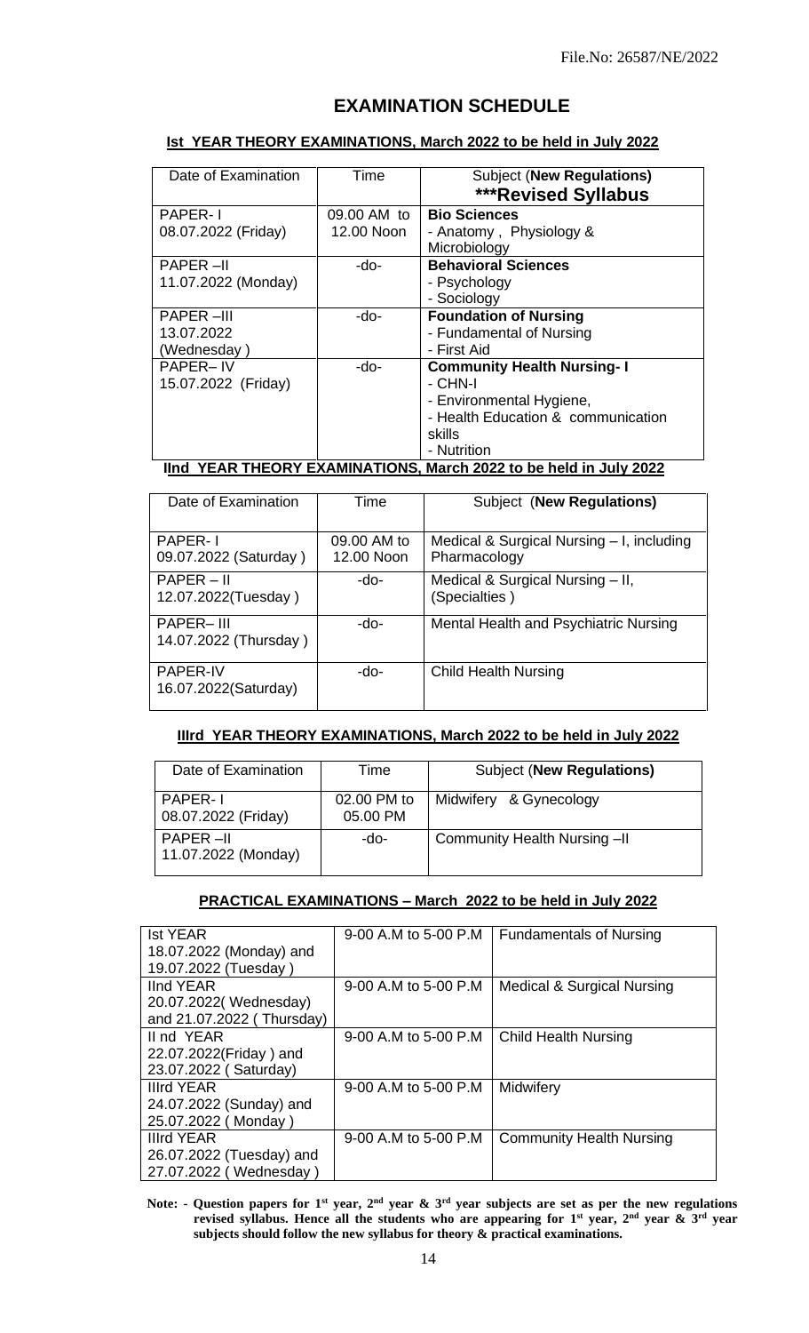File.No: 26587/NE/2022

# EXAMINATION SCHEDULE

## Ist YEAR THEORY EXAMINATIONS, March 2022 to be held in July 2022

| Date of Examination | Time | Subject (**New Regulations**) **\*\*\*Revised Syllabus** |
|---|---|---|
| PAPER- I<br>08.07.2022 (Friday) | 09.00 AM to 12.00 Noon | **Bio Sciences**<br>- Anatomy , Physiology & Microbiology |
| PAPER –II<br>11.07.2022 (Monday) | -do- | **Behavioral Sciences**<br>- Psychology<br>- Sociology |
| PAPER –III<br>13.07.2022<br>(Wednesday ) | -do- | **Foundation of Nursing**<br>- Fundamental of Nursing<br>- First Aid |
| PAPER– IV<br>15.07.2022 (Friday) | -do- | **Community Health Nursing- I**<br>- CHN-I<br>- Environmental Hygiene,<br>- Health Education & communication skills<br>- Nutrition |

## IInd YEAR THEORY EXAMINATIONS, March 2022 to be held in July 2022

| Date of Examination | Time | Subject (**New Regulations**) |
|---|---|---|
| PAPER- I<br>09.07.2022 (Saturday ) | 09.00 AM to 12.00 Noon | Medical & Surgical Nursing – I, including Pharmacology |
| PAPER – II<br>12.07.2022(Tuesday ) | -do- | Medical & Surgical Nursing – II, (Specialties ) |
| PAPER– III<br>14.07.2022 (Thursday ) | -do- | Mental Health and Psychiatric Nursing |
| PAPER-IV<br>16.07.2022(Saturday) | -do- | Child Health Nursing |

## IIIrd YEAR THEORY EXAMINATIONS, March 2022 to be held in July 2022

| Date of Examination | Time | Subject (**New Regulations**) |
|---|---|---|
| PAPER- I<br>08.07.2022 (Friday) | 02.00 PM to 05.00 PM | Midwifery & Gynecology |
| PAPER –II<br>11.07.2022 (Monday) | -do- | Community Health Nursing –II |

## PRACTICAL EXAMINATIONS – March 2022 to be held in July 2022

| | | |
|---|---|---|
| Ist YEAR<br>18.07.2022 (Monday) and<br>19.07.2022 (Tuesday ) | 9-00 A.M to 5-00 P.M | Fundamentals of Nursing |
| IInd YEAR<br>20.07.2022( Wednesday)<br>and 21.07.2022 ( Thursday) | 9-00 A.M to 5-00 P.M | Medical & Surgical Nursing |
| II nd YEAR<br>22.07.2022(Friday ) and<br>23.07.2022 ( Saturday) | 9-00 A.M to 5-00 P.M | Child Health Nursing |
| IIIrd YEAR<br>24.07.2022 (Sunday) and<br>25.07.2022 ( Monday ) | 9-00 A.M to 5-00 P.M | Midwifery |
| IIIrd YEAR<br>26.07.2022 (Tuesday) and<br>27.07.2022 ( Wednesday ) | 9-00 A.M to 5-00 P.M | Community Health Nursing |

**Note: - Question papers for 1st year, 2nd year & 3rd year subjects are set as per the new regulations revised syllabus. Hence all the students who are appearing for 1st year, 2nd year & 3rd year subjects should follow the new syllabus for theory & practical examinations.**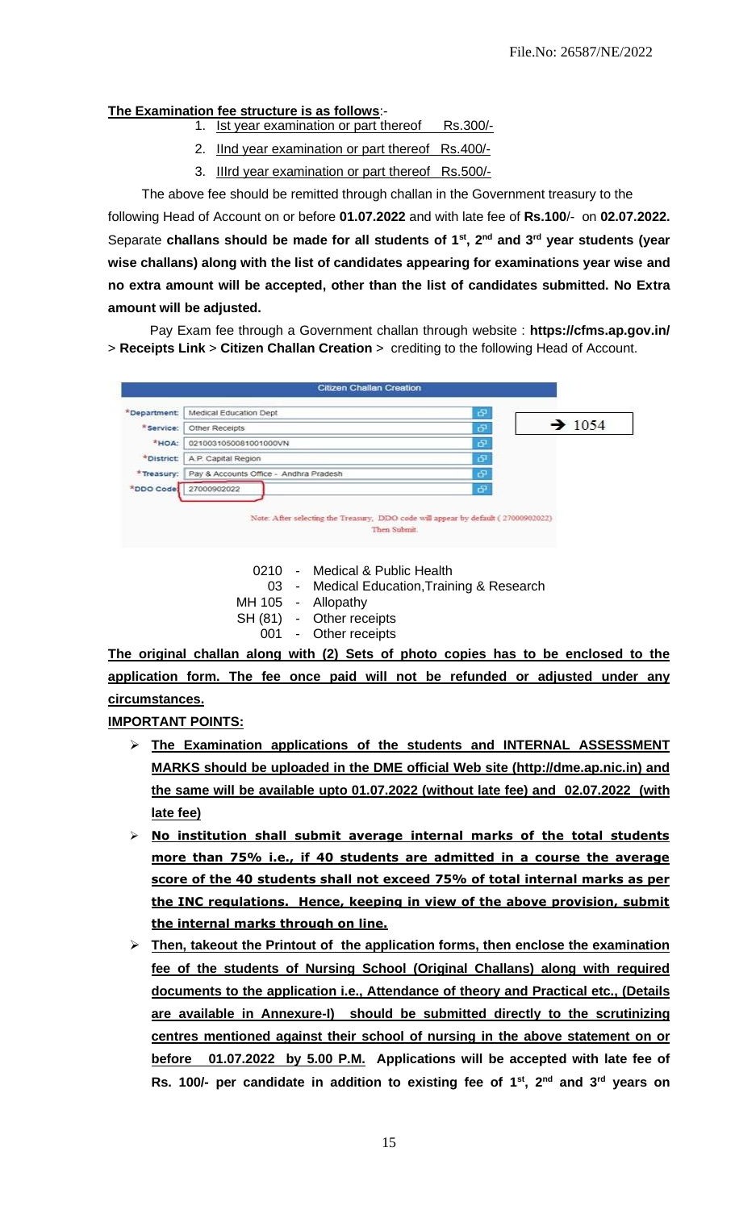File.No: 26587/NE/2022

**The Examination fee structure is as follows**:-

1. Ist year examination or part thereof Rs.300/-
2. IInd year examination or part thereof Rs.400/-
3. IIIrd year examination or part thereof Rs.500/-

The above fee should be remitted through challan in the Government treasury to the following Head of Account on or before **01.07.2022** and with late fee of **Rs.100**/- on **02.07.2022.** Separate **challans should be made for all students of 1st, 2nd and 3rd year students (year wise challans) along with the list of candidates appearing for examinations year wise and no extra amount will be accepted, other than the list of candidates submitted. No Extra amount will be adjusted.**

Pay Exam fee through a Government challan through website : **https://cfms.ap.gov.in/** > **Receipts Link** > **Citizen Challan Creation** > crediting to the following Head of Account.

| Citizen Challan Creation | |
|---|---|
| *Department: | Medical Education Dept |
| *Service: | Other Receipts |
| *HOA: | 0210031050081001000VN |
| *District: | A.P. Capital Region |
| *Treasury: | Pay & Accounts Office - Andhra Pradesh |
| *DDO Code: | 27000902022 |

→ 1054

Note: After selecting the Treasury, DDO code will appear by default ( 27000902022) Then Submit.

0210 - Medical & Public Health
03 - Medical Education,Training & Research
MH 105 - Allopathy
SH (81) - Other receipts
001 - Other receipts

**The original challan along with (2) Sets of photo copies has to be enclosed to the application form. The fee once paid will not be refunded or adjusted under any circumstances.**

**IMPORTANT POINTS:**

- **The Examination applications of the students and INTERNAL ASSESSMENT MARKS should be uploaded in the DME official Web site (http://dme.ap.nic.in) and the same will be available upto 01.07.2022 (without late fee) and 02.07.2022 (with late fee)**
- **No institution shall submit average internal marks of the total students more than 75% i.e., if 40 students are admitted in a course the average score of the 40 students shall not exceed 75% of total internal marks as per the INC regulations. Hence, keeping in view of the above provision, submit the internal marks through on line.**
- **Then, takeout the Printout of the application forms, then enclose the examination fee of the students of Nursing School (Original Challans) along with required documents to the application i.e., Attendance of theory and Practical etc., (Details are available in Annexure-I) should be submitted directly to the scrutinizing centres mentioned against their school of nursing in the above statement on or before 01.07.2022 by 5.00 P.M. Applications will be accepted with late fee of Rs. 100/- per candidate in addition to existing fee of 1st, 2nd and 3rd years on**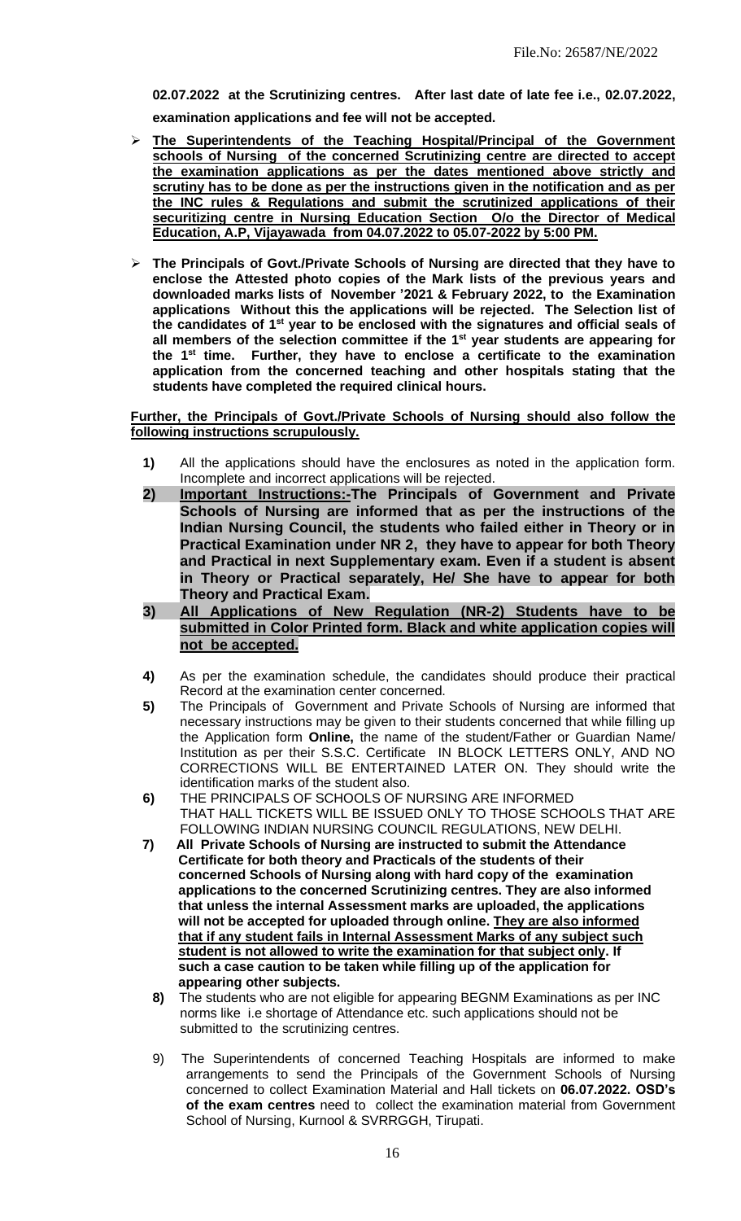**02.07.2022 at the Scrutinizing centres. After last date of late fee i.e., 02.07.2022, examination applications and fee will not be accepted.**

- **The Superintendents of the Teaching Hospital/Principal of the Government schools of Nursing of the concerned Scrutinizing centre are directed to accept the examination applications as per the dates mentioned above strictly and scrutiny has to be done as per the instructions given in the notification and as per the INC rules & Regulations and submit the scrutinized applications of their securitizing centre in Nursing Education Section O/o the Director of Medical Education, A.P, Vijayawada from 04.07.2022 to 05-07-2022 by 5:00 PM.**

- **The Principals of Govt./Private Schools of Nursing are directed that they have to enclose the Attested photo copies of the Mark lists of the previous years and downloaded marks lists of November '2021 & February 2022, to the Examination applications Without this the applications will be rejected. The Selection list of the candidates of 1st year to be enclosed with the signatures and official seals of all members of the selection committee if the 1st year students are appearing for the 1st time. Further, they have to enclose a certificate to the examination application from the concerned teaching and other hospitals stating that the students have completed the required clinical hours.**

**Further, the Principals of Govt./Private Schools of Nursing should also follow the following instructions scrupulously.**

1) All the applications should have the enclosures as noted in the application form. Incomplete and incorrect applications will be rejected.
2) **Important Instructions:-The Principals of Government and Private Schools of Nursing are informed that as per the instructions of the Indian Nursing Council, the students who failed either in Theory or in Practical Examination under NR 2, they have to appear for both Theory and Practical in next Supplementary exam. Even if a student is absent in Theory or Practical separately, He/ She have to appear for both Theory and Practical Exam.**
3) **All Applications of New Regulation (NR-2) Students have to be submitted in Color Printed form. Black and white application copies will not be accepted.**
4) As per the examination schedule, the candidates should produce their practical Record at the examination center concerned.
5) The Principals of Government and Private Schools of Nursing are informed that necessary instructions may be given to their students concerned that while filling up the Application form **Online,** the name of the student/Father or Guardian Name/ Institution as per their S.S.C. Certificate IN BLOCK LETTERS ONLY, AND NO CORRECTIONS WILL BE ENTERTAINED LATER ON. They should write the identification marks of the student also.
6) THE PRINCIPALS OF SCHOOLS OF NURSING ARE INFORMED THAT HALL TICKETS WILL BE ISSUED ONLY TO THOSE SCHOOLS THAT ARE FOLLOWING INDIAN NURSING COUNCIL REGULATIONS, NEW DELHI.
7) **All Private Schools of Nursing are instructed to submit the Attendance Certificate for both theory and Practicals of the students of their concerned Schools of Nursing along with hard copy of the examination applications to the concerned Scrutinizing centres. They are also informed that unless the internal Assessment marks are uploaded, the applications will not be accepted for uploaded through online. They are also informed that if any student fails in Internal Assessment Marks of any subject such student is not allowed to write the examination for that subject only. If such a case caution to be taken while filling up of the application for appearing other subjects.**
8) The students who are not eligible for appearing BEGNM Examinations as per INC norms like i.e shortage of Attendance etc. such applications should not be submitted to the scrutinizing centres.
9) The Superintendents of concerned Teaching Hospitals are informed to make arrangements to send the Principals of the Government Schools of Nursing concerned to collect Examination Material and Hall tickets on **06.07.2022. OSD's of the exam centres** need to collect the examination material from Government School of Nursing, Kurnool & SVRRGGH, Tirupati.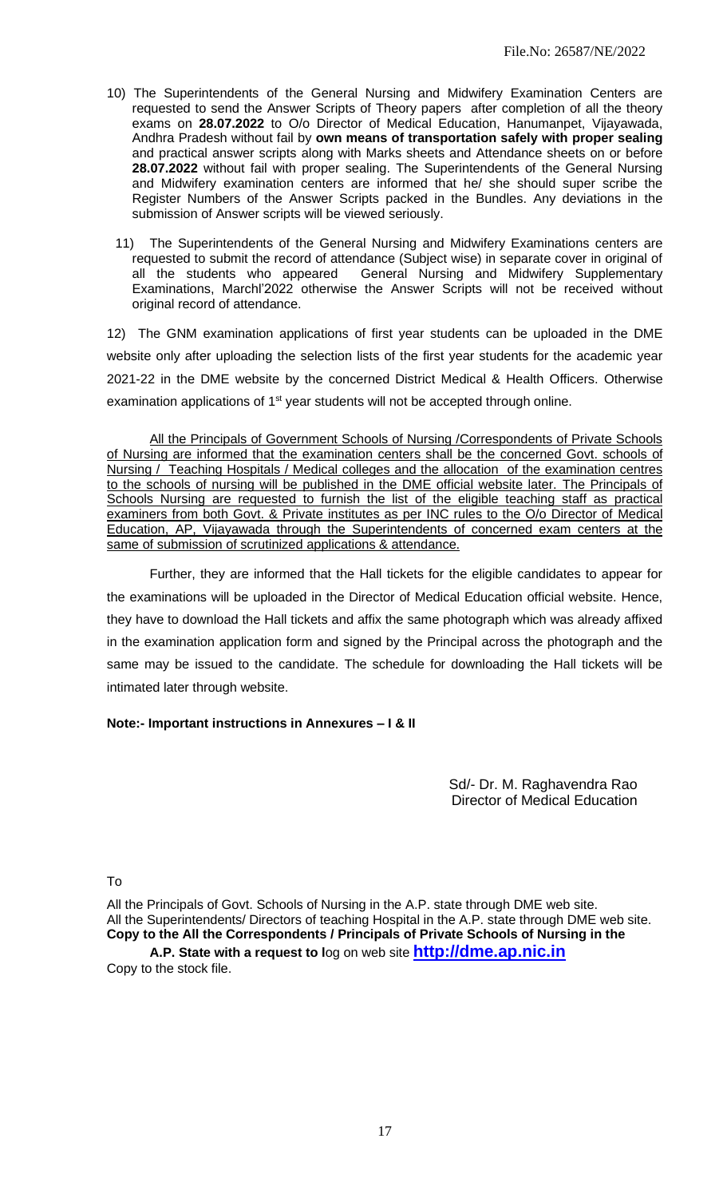File.No: 26587/NE/2022

10) The Superintendents of the General Nursing and Midwifery Examination Centers are requested to send the Answer Scripts of Theory papers after completion of all the theory exams on **28.07.2022** to O/o Director of Medical Education, Hanumanpet, Vijayawada, Andhra Pradesh without fail by **own means of transportation safely with proper sealing** and practical answer scripts along with Marks sheets and Attendance sheets on or before **28.07.2022** without fail with proper sealing. The Superintendents of the General Nursing and Midwifery examination centers are informed that he/ she should super scribe the Register Numbers of the Answer Scripts packed in the Bundles. Any deviations in the submission of Answer scripts will be viewed seriously.

11) The Superintendents of the General Nursing and Midwifery Examinations centers are requested to submit the record of attendance (Subject wise) in separate cover in original of all the students who appeared General Nursing and Midwifery Supplementary Examinations, Marchl'2022 otherwise the Answer Scripts will not be received without original record of attendance.

12) The GNM examination applications of first year students can be uploaded in the DME website only after uploading the selection lists of the first year students for the academic year 2021-22 in the DME website by the concerned District Medical & Health Officers. Otherwise examination applications of 1st year students will not be accepted through online.

<u>All the Principals of Government Schools of Nursing /Correspondents of Private Schools of Nursing are informed that the examination centers shall be the concerned Govt. schools of Nursing / Teaching Hospitals / Medical colleges and the allocation of the examination centres to the schools of nursing will be published in the DME official website later. The Principals of Schools Nursing are requested to furnish the list of the eligible teaching staff as practical examiners from both Govt. & Private institutes as per INC rules to the O/o Director of Medical Education, AP, Vijayawada through the Superintendents of concerned exam centers at the same of submission of scrutinized applications & attendance.</u>

Further, they are informed that the Hall tickets for the eligible candidates to appear for the examinations will be uploaded in the Director of Medical Education official website. Hence, they have to download the Hall tickets and affix the same photograph which was already affixed in the examination application form and signed by the Principal across the photograph and the same may be issued to the candidate. The schedule for downloading the Hall tickets will be intimated later through website.

**Note:- Important instructions in Annexures – I & II**

Sd/- Dr. M. Raghavendra Rao
Director of Medical Education

To

All the Principals of Govt. Schools of Nursing in the A.P. state through DME web site.
All the Superintendents/ Directors of teaching Hospital in the A.P. state through DME web site.
**Copy to the All the Correspondents / Principals of Private Schools of Nursing in the A.P. State with a request to l**og on web site **http://dme.ap.nic.in**
Copy to the stock file.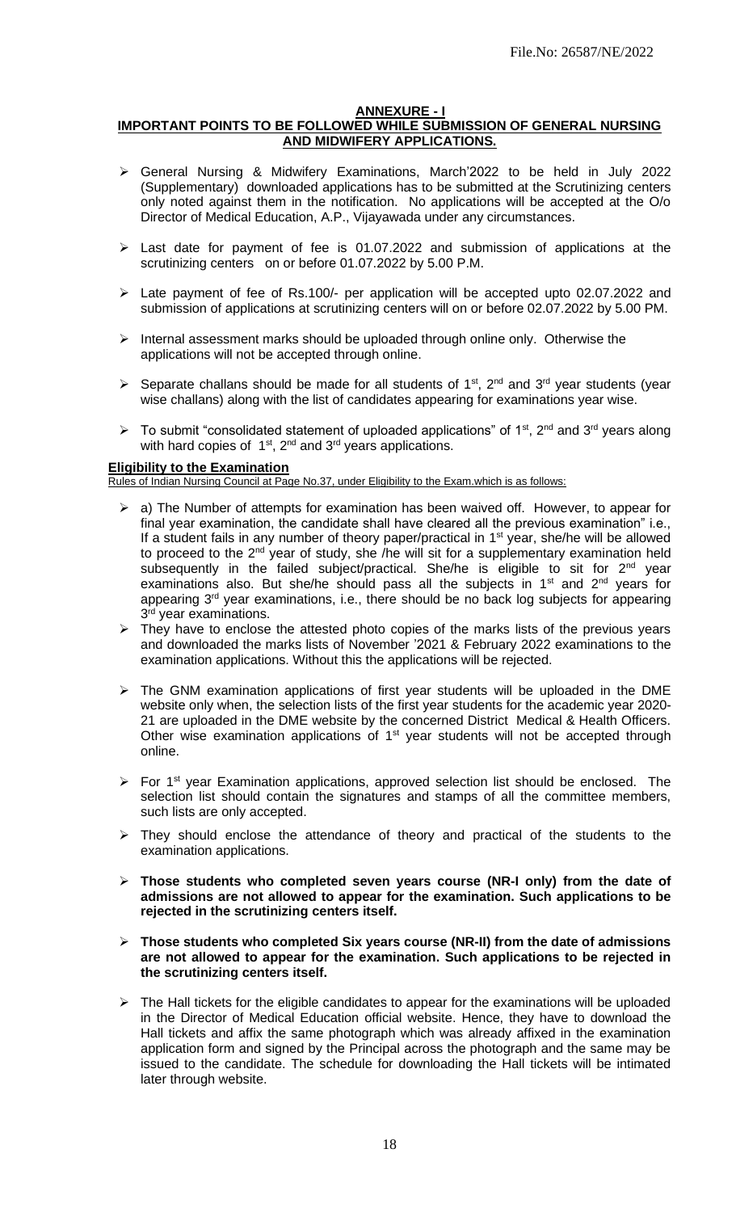File.No: 26587/NE/2022

## ANNEXURE - I

## IMPORTANT POINTS TO BE FOLLOWED WHILE SUBMISSION OF GENERAL NURSING AND MIDWIFERY APPLICATIONS.

- General Nursing & Midwifery Examinations, March'2022 to be held in July 2022 (Supplementary) downloaded applications has to be submitted at the Scrutinizing centers only noted against them in the notification. No applications will be accepted at the O/o Director of Medical Education, A.P., Vijayawada under any circumstances.
- Last date for payment of fee is 01.07.2022 and submission of applications at the scrutinizing centers on or before 01.07.2022 by 5.00 P.M.
- Late payment of fee of Rs.100/- per application will be accepted upto 02.07.2022 and submission of applications at scrutinizing centers will on or before 02.07.2022 by 5.00 PM.
- Internal assessment marks should be uploaded through online only. Otherwise the applications will not be accepted through online.
- Separate challans should be made for all students of 1st, 2nd and 3rd year students (year wise challans) along with the list of candidates appearing for examinations year wise.
- To submit "consolidated statement of uploaded applications" of 1st, 2nd and 3rd years along with hard copies of 1st, 2nd and 3rd years applications.

**Eligibility to the Examination**

Rules of Indian Nursing Council at Page No.37, under Eligibility to the Exam.which is as follows:

- a) The Number of attempts for examination has been waived off. However, to appear for final year examination, the candidate shall have cleared all the previous examination" i.e., If a student fails in any number of theory paper/practical in 1st year, she/he will be allowed to proceed to the 2nd year of study, she /he will sit for a supplementary examination held subsequently in the failed subject/practical. She/he is eligible to sit for 2nd year examinations also. But she/he should pass all the subjects in 1st and 2nd years for appearing 3rd year examinations, i.e., there should be no back log subjects for appearing 3rd year examinations.
- They have to enclose the attested photo copies of the marks lists of the previous years and downloaded the marks lists of November '2021 & February 2022 examinations to the examination applications. Without this the applications will be rejected.
- The GNM examination applications of first year students will be uploaded in the DME website only when, the selection lists of the first year students for the academic year 2020-21 are uploaded in the DME website by the concerned District Medical & Health Officers. Other wise examination applications of 1st year students will not be accepted through online.
- For 1st year Examination applications, approved selection list should be enclosed. The selection list should contain the signatures and stamps of all the committee members, such lists are only accepted.
- They should enclose the attendance of theory and practical of the students to the examination applications.
- **Those students who completed seven years course (NR-I only) from the date of admissions are not allowed to appear for the examination. Such applications to be rejected in the scrutinizing centers itself.**
- **Those students who completed Six years course (NR-II) from the date of admissions are not allowed to appear for the examination. Such applications to be rejected in the scrutinizing centers itself.**
- The Hall tickets for the eligible candidates to appear for the examinations will be uploaded in the Director of Medical Education official website. Hence, they have to download the Hall tickets and affix the same photograph which was already affixed in the examination application form and signed by the Principal across the photograph and the same may be issued to the candidate. The schedule for downloading the Hall tickets will be intimated later through website.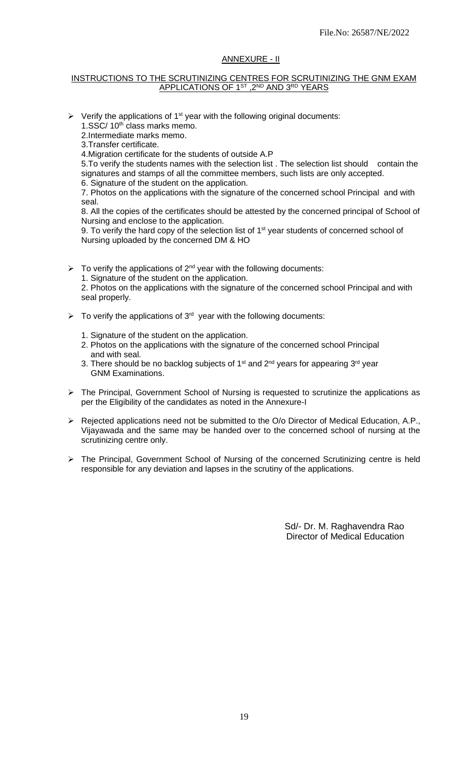File.No: 26587/NE/2022

## ANNEXURE - II

### INSTRUCTIONS TO THE SCRUTINIZING CENTRES FOR SCRUTINIZING THE GNM EXAM APPLICATIONS OF 1ST ,2ND AND 3RD YEARS

- Verify the applications of 1st year with the following original documents:
  1. SSC/ 10th class marks memo.
  2. Intermediate marks memo.
  3. Transfer certificate.
  4. Migration certificate for the students of outside A.P
  5. To verify the students names with the selection list . The selection list should contain the signatures and stamps of all the committee members, such lists are only accepted.
  6. Signature of the student on the application.
  7. Photos on the applications with the signature of the concerned school Principal and with seal.
  8. All the copies of the certificates should be attested by the concerned principal of School of Nursing and enclose to the application.
  9. To verify the hard copy of the selection list of 1st year students of concerned school of Nursing uploaded by the concerned DM & HO

- To verify the applications of 2nd year with the following documents:
  1. Signature of the student on the application.
  2. Photos on the applications with the signature of the concerned school Principal and with seal properly.

- To verify the applications of 3rd year with the following documents:
  1. Signature of the student on the application.
  2. Photos on the applications with the signature of the concerned school Principal and with seal.
  3. There should be no backlog subjects of 1st and 2nd years for appearing 3rd year GNM Examinations.

- The Principal, Government School of Nursing is requested to scrutinize the applications as per the Eligibility of the candidates as noted in the Annexure-I

- Rejected applications need not be submitted to the O/o Director of Medical Education, A.P., Vijayawada and the same may be handed over to the concerned school of nursing at the scrutinizing centre only.

- The Principal, Government School of Nursing of the concerned Scrutinizing centre is held responsible for any deviation and lapses in the scrutiny of the applications.

Sd/- Dr. M. Raghavendra Rao
Director of Medical Education